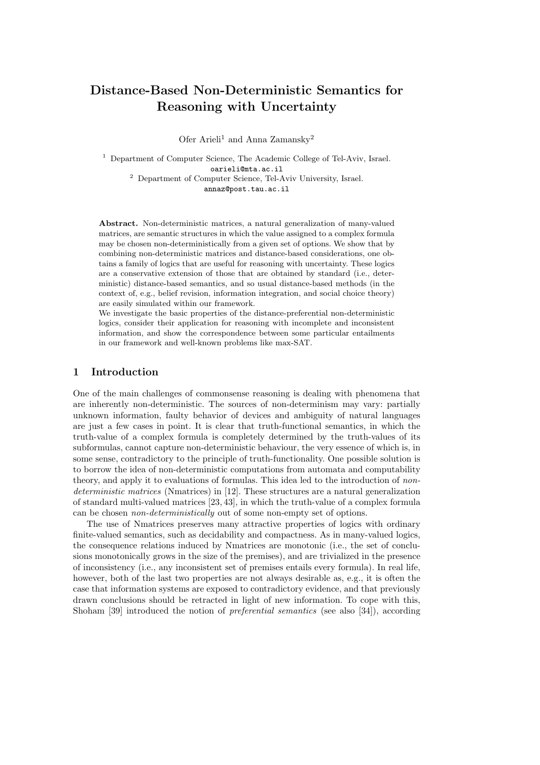# Distance-Based Non-Deterministic Semantics for Reasoning with Uncertainty

Ofer Arieli[1] and Anna Zamansky[2]

[1] Department of Computer Science, The Academic College of Tel-Aviv, Israel.
oarieli@mta.ac.il

[2] Department of Computer Science, Tel-Aviv University, Israel.
annaz@post.tau.ac.il

**Abstract.** Non-deterministic matrices, a natural generalization of many-valued matrices, are semantic structures in which the value assigned to a complex formula may be chosen non-deterministically from a given set of options. We show that by combining non-deterministic matrices and distance-based considerations, one obtains a family of logics that are useful for reasoning with uncertainty. These logics are a conservative extension of those that are obtained by standard (i.e., deterministic) distance-based semantics, and so usual distance-based methods (in the context of, e.g., belief revision, information integration, and social choice theory) are easily simulated within our framework.

We investigate the basic properties of the distance-preferential non-deterministic logics, consider their application for reasoning with incomplete and inconsistent information, and show the correspondence between some particular entailments in our framework and well-known problems like max-SAT.

## 1 Introduction

One of the main challenges of commonsense reasoning is dealing with phenomena that are inherently non-deterministic. The sources of non-determinism may vary: partially unknown information, faulty behavior of devices and ambiguity of natural languages are just a few cases in point. It is clear that truth-functional semantics, in which the truth-value of a complex formula is completely determined by the truth-values of its subformulas, cannot capture non-deterministic behaviour, the very essence of which is, in some sense, contradictory to the principle of truth-functionality. One possible solution is to borrow the idea of non-deterministic computations from automata and computability theory, and apply it to evaluations of formulas. This idea led to the introduction of *non-deterministic matrices* (Nmatrices) in [12]. These structures are a natural generalization of standard multi-valued matrices [23, 43], in which the truth-value of a complex formula can be chosen *non-deterministically* out of some non-empty set of options.

The use of Nmatrices preserves many attractive properties of logics with ordinary finite-valued semantics, such as decidability and compactness. As in many-valued logics, the consequence relations induced by Nmatrices are monotonic (i.e., the set of conclusions monotonically grows in the size of the premises), and are trivialized in the presence of inconsistency (i.e., any inconsistent set of premises entails every formula). In real life, however, both of the last two properties are not always desirable as, e.g., it is often the case that information systems are exposed to contradictory evidence, and that previously drawn conclusions should be retracted in light of new information. To cope with this, Shoham [39] introduced the notion of *preferential semantics* (see also [34]), according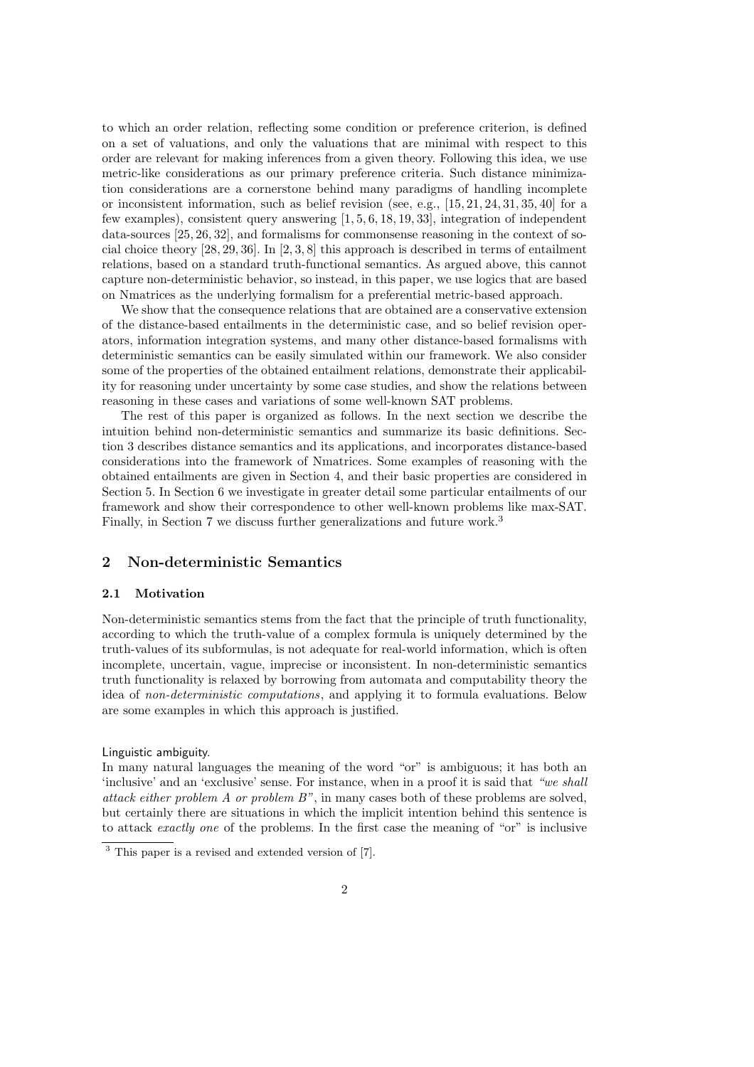to which an order relation, reflecting some condition or preference criterion, is defined on a set of valuations, and only the valuations that are minimal with respect to this order are relevant for making inferences from a given theory. Following this idea, we use metric-like considerations as our primary preference criteria. Such distance minimization considerations are a cornerstone behind many paradigms of handling incomplete or inconsistent information, such as belief revision (see, e.g., [15, 21, 24, 31, 35, 40] for a few examples), consistent query answering [1, 5, 6, 18, 19, 33], integration of independent data-sources [25, 26, 32], and formalisms for commonsense reasoning in the context of social choice theory [28, 29, 36]. In [2, 3, 8] this approach is described in terms of entailment relations, based on a standard truth-functional semantics. As argued above, this cannot capture non-deterministic behavior, so instead, in this paper, we use logics that are based on Nmatrices as the underlying formalism for a preferential metric-based approach.

We show that the consequence relations that are obtained are a conservative extension of the distance-based entailments in the deterministic case, and so belief revision operators, information integration systems, and many other distance-based formalisms with deterministic semantics can be easily simulated within our framework. We also consider some of the properties of the obtained entailment relations, demonstrate their applicability for reasoning under uncertainty by some case studies, and show the relations between reasoning in these cases and variations of some well-known SAT problems.

The rest of this paper is organized as follows. In the next section we describe the intuition behind non-deterministic semantics and summarize its basic definitions. Section 3 describes distance semantics and its applications, and incorporates distance-based considerations into the framework of Nmatrices. Some examples of reasoning with the obtained entailments are given in Section 4, and their basic properties are considered in Section 5. In Section 6 we investigate in greater detail some particular entailments of our framework and show their correspondence to other well-known problems like max-SAT. Finally, in Section 7 we discuss further generalizations and future work.[3]

## 2 Non-deterministic Semantics

### 2.1 Motivation

Non-deterministic semantics stems from the fact that the principle of truth functionality, according to which the truth-value of a complex formula is uniquely determined by the truth-values of its subformulas, is not adequate for real-world information, which is often incomplete, uncertain, vague, imprecise or inconsistent. In non-deterministic semantics truth functionality is relaxed by borrowing from automata and computability theory the idea of *non-deterministic computations*, and applying it to formula evaluations. Below are some examples in which this approach is justified.

Linguistic ambiguity.

In many natural languages the meaning of the word "or" is ambiguous; it has both an 'inclusive' and an 'exclusive' sense. For instance, when in a proof it is said that *"we shall attack either problem A or problem B"*, in many cases both of these problems are solved, but certainly there are situations in which the implicit intention behind this sentence is to attack *exactly one* of the problems. In the first case the meaning of "or" is inclusive

[3] This paper is a revised and extended version of [7].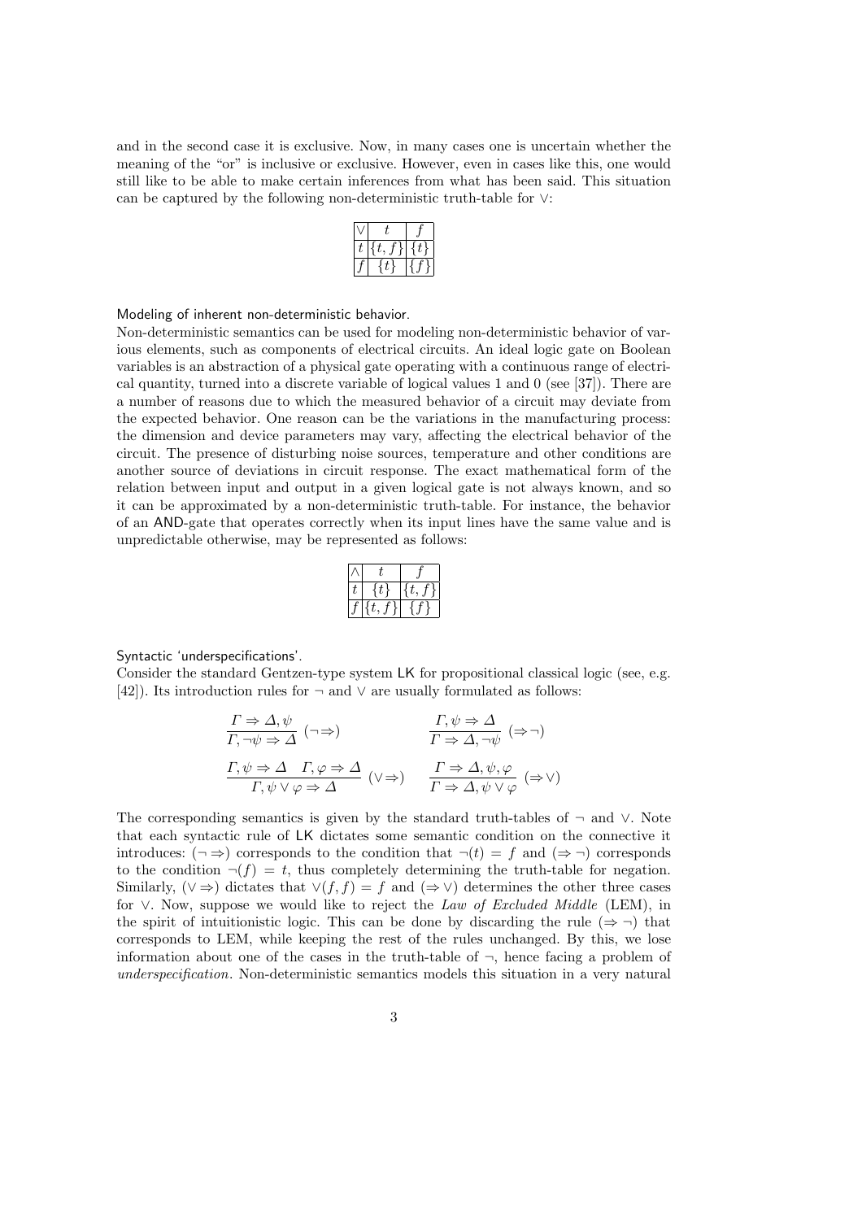and in the second case it is exclusive. Now, in many cases one is uncertain whether the meaning of the "or" is inclusive or exclusive. However, even in cases like this, one would still like to be able to make certain inferences from what has been said. This situation can be captured by the following non-deterministic truth-table for $\vee$:

| $\vee$ | $t$ | $f$ |
|---|---|---|
| $t$ | $\{t, f\}$ | $\{t\}$ |
| $f$ | $\{t\}$ | $\{f\}$ |

Modeling of inherent non-deterministic behavior.

Non-deterministic semantics can be used for modeling non-deterministic behavior of various elements, such as components of electrical circuits. An ideal logic gate on Boolean variables is an abstraction of a physical gate operating with a continuous range of electrical quantity, turned into a discrete variable of logical values 1 and 0 (see [37]). There are a number of reasons due to which the measured behavior of a circuit may deviate from the expected behavior. One reason can be the variations in the manufacturing process: the dimension and device parameters may vary, affecting the electrical behavior of the circuit. The presence of disturbing noise sources, temperature and other conditions are another source of deviations in circuit response. The exact mathematical form of the relation between input and output in a given logical gate is not always known, and so it can be approximated by a non-deterministic truth-table. For instance, the behavior of an AND-gate that operates correctly when its input lines have the same value and is unpredictable otherwise, may be represented as follows:

| $\wedge$ | $t$ | $f$ |
|---|---|---|
| $t$ | $\{t\}$ | $\{t, f\}$ |
| $f$ | $\{t, f\}$ | $\{f\}$ |

Syntactic 'underspecifications'.

Consider the standard Gentzen-type system LK for propositional classical logic (see, e.g. [42]). Its introduction rules for $\neg$ and $\vee$ are usually formulated as follows:

$$\frac{\Gamma \Rightarrow \Delta, \psi}{\Gamma, \neg\psi \Rightarrow \Delta}\ (\neg\Rightarrow) \qquad \frac{\Gamma, \psi \Rightarrow \Delta}{\Gamma \Rightarrow \Delta, \neg\psi}\ (\Rightarrow\neg)$$

$$\frac{\Gamma, \psi \Rightarrow \Delta \quad \Gamma, \varphi \Rightarrow \Delta}{\Gamma, \psi \vee \varphi \Rightarrow \Delta}\ (\vee\Rightarrow) \qquad \frac{\Gamma \Rightarrow \Delta, \psi, \varphi}{\Gamma \Rightarrow \Delta, \psi \vee \varphi}\ (\Rightarrow\vee)$$

The corresponding semantics is given by the standard truth-tables of $\neg$ and $\vee$. Note that each syntactic rule of LK dictates some semantic condition on the connective it introduces: $(\neg\Rightarrow)$ corresponds to the condition that $\neg(t) = f$ and $(\Rightarrow\neg)$ corresponds to the condition $\neg(f) = t$, thus completely determining the truth-table for negation. Similarly, $(\vee\Rightarrow)$ dictates that $\vee(f, f) = f$ and $(\Rightarrow\vee)$ determines the other three cases for $\vee$. Now, suppose we would like to reject the *Law of Excluded Middle* (LEM), in the spirit of intuitionistic logic. This can be done by discarding the rule $(\Rightarrow\neg)$ that corresponds to LEM, while keeping the rest of the rules unchanged. By this, we lose information about one of the cases in the truth-table of $\neg$, hence facing a problem of *underspecification*. Non-deterministic semantics models this situation in a very natural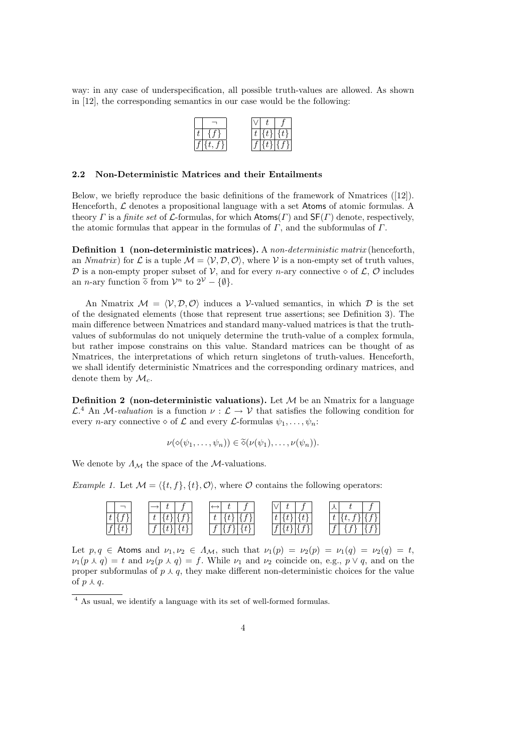way: in any case of underspecification, all possible truth-values are allowed. As shown in [12], the corresponding semantics in our case would be the following:

| | $\neg$ |
|---|---|
| $t$ | $\{f\}$ |
| $f$ | $\{t,f\}$ |

| $\vee$ | $t$ | $f$ |
|---|---|---|
| $t$ | $\{t\}$ | $\{t\}$ |
| $f$ | $\{t\}$ | $\{f\}$ |

### 2.2 Non-Deterministic Matrices and their Entailments

Below, we briefly reproduce the basic definitions of the framework of Nmatrices ([12]). Henceforth, $\mathcal{L}$ denotes a propositional language with a set $\mathsf{Atoms}$ of atomic formulas. A theory $\Gamma$ is a *finite set* of $\mathcal{L}$-formulas, for which $\mathsf{Atoms}(\Gamma)$ and $\mathsf{SF}(\Gamma)$ denote, respectively, the atomic formulas that appear in the formulas of $\Gamma$, and the subformulas of $\Gamma$.

**Definition 1 (non-deterministic matrices).** A *non-deterministic matrix* (henceforth, an *Nmatrix*) for $\mathcal{L}$ is a tuple $\mathcal{M} = \langle \mathcal{V}, \mathcal{D}, \mathcal{O} \rangle$, where $\mathcal{V}$ is a non-empty set of truth values, $\mathcal{D}$ is a non-empty proper subset of $\mathcal{V}$, and for every $n$-ary connective $\diamond$ of $\mathcal{L}$, $\mathcal{O}$ includes an $n$-ary function $\widetilde{\diamond}$ from $\mathcal{V}^n$ to $2^{\mathcal{V}} - \{\emptyset\}$.

An Nmatrix $\mathcal{M} = \langle \mathcal{V}, \mathcal{D}, \mathcal{O} \rangle$ induces a $\mathcal{V}$-valued semantics, in which $\mathcal{D}$ is the set of the designated elements (those that represent true assertions; see Definition 3). The main difference between Nmatrices and standard many-valued matrices is that the truth-values of subformulas do not uniquely determine the truth-value of a complex formula, but rather impose constrains on this value. Standard matrices can be thought of as Nmatrices, the interpretations of which return singletons of truth-values. Henceforth, we shall identify deterministic Nmatrices and the corresponding ordinary matrices, and denote them by $\mathcal{M}_c$.

**Definition 2 (non-deterministic valuations).** Let $\mathcal{M}$ be an Nmatrix for a language $\mathcal{L}$.[4] An $\mathcal{M}$-*valuation* is a function $\nu : \mathcal{L} \to \mathcal{V}$ that satisfies the following condition for every $n$-ary connective $\diamond$ of $\mathcal{L}$ and every $\mathcal{L}$-formulas $\psi_1, \ldots, \psi_n$:

$$\nu(\diamond(\psi_1, \ldots, \psi_n)) \in \widetilde{\diamond}(\nu(\psi_1), \ldots, \nu(\psi_n)).$$

We denote by $\Lambda_{\mathcal{M}}$ the space of the $\mathcal{M}$-valuations.

*Example 1.* Let $\mathcal{M} = \langle \{t, f\}, \{t\}, \mathcal{O} \rangle$, where $\mathcal{O}$ contains the following operators:

| | $\neg$ |
|---|---|
| $t$ | $\{f\}$ |
| $f$ | $\{t\}$ |

| $\rightarrow$ | $t$ | $f$ |
|---|---|---|
| $t$ | $\{t\}$ | $\{f\}$ |
| $f$ | $\{t\}$ | $\{t\}$ |

| $\leftrightarrow$ | $t$ | $f$ |
|---|---|---|
| $t$ | $\{t\}$ | $\{f\}$ |
| $f$ | $\{f\}$ | $\{t\}$ |

| $\vee$ | $t$ | $f$ |
|---|---|---|
| $t$ | $\{t\}$ | $\{t\}$ |
| $f$ | $\{t\}$ | $\{f\}$ |

| $\curlywedge$ | $t$ | $f$ |
|---|---|---|
| $t$ | $\{t,f\}$ | $\{f\}$ |
| $f$ | $\{f\}$ | $\{f\}$ |

Let $p, q \in \mathsf{Atoms}$ and $\nu_1, \nu_2 \in \Lambda_{\mathcal{M}}$, such that $\nu_1(p) = \nu_2(p) = \nu_1(q) = \nu_2(q) = t$, $\nu_1(p \curlywedge q) = t$ and $\nu_2(p \curlywedge q) = f$. While $\nu_1$ and $\nu_2$ coincide on, e.g., $p \vee q$, and on the proper subformulas of $p \curlywedge q$, they make different non-deterministic choices for the value of $p \curlywedge q$.

[4] As usual, we identify a language with its set of well-formed formulas.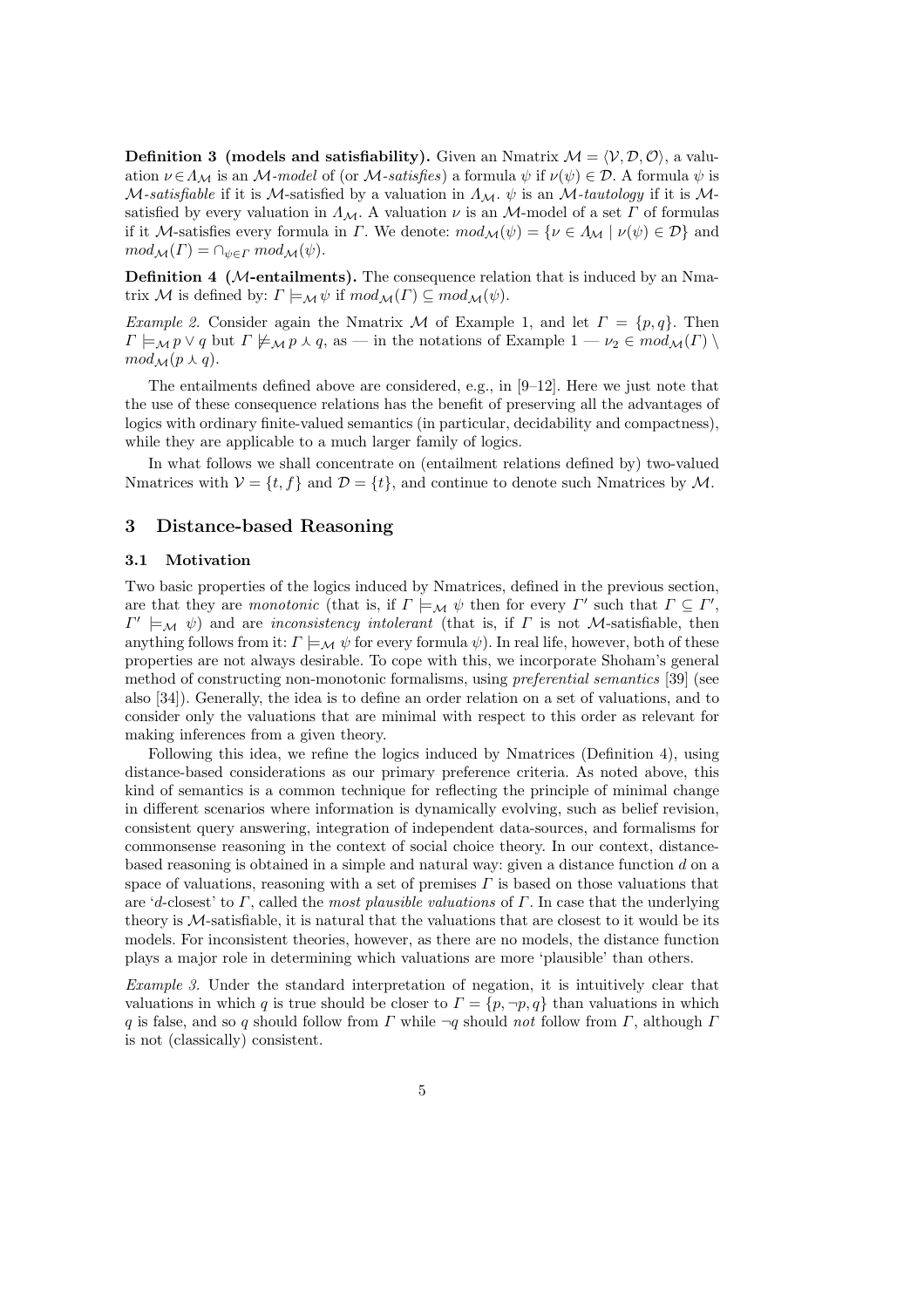**Definition 3 (models and satisfiability).** Given an Nmatrix $\mathcal{M} = \langle \mathcal{V}, \mathcal{D}, \mathcal{O} \rangle$, a valuation $\nu \in \Lambda_{\mathcal{M}}$ is an $\mathcal{M}$-*model* of (or $\mathcal{M}$-*satisfies*) a formula $\psi$ if $\nu(\psi) \in \mathcal{D}$. A formula $\psi$ is $\mathcal{M}$-*satisfiable* if it is $\mathcal{M}$-satisfied by a valuation in $\Lambda_{\mathcal{M}}$. $\psi$ is an $\mathcal{M}$-*tautology* if it is $\mathcal{M}$-satisfied by every valuation in $\Lambda_{\mathcal{M}}$. A valuation $\nu$ is an $\mathcal{M}$-model of a set $\Gamma$ of formulas if it $\mathcal{M}$-satisfies every formula in $\Gamma$. We denote: $mod_{\mathcal{M}}(\psi) = \{\nu \in \Lambda_{\mathcal{M}} \mid \nu(\psi) \in \mathcal{D}\}$ and $mod_{\mathcal{M}}(\Gamma) = \cap_{\psi \in \Gamma} mod_{\mathcal{M}}(\psi)$.

**Definition 4 ($\mathcal{M}$-entailments).** The consequence relation that is induced by an Nmatrix $\mathcal{M}$ is defined by: $\Gamma \models_{\mathcal{M}} \psi$ if $mod_{\mathcal{M}}(\Gamma) \subseteq mod_{\mathcal{M}}(\psi)$.

*Example 2.* Consider again the Nmatrix $\mathcal{M}$ of Example 1, and let $\Gamma = \{p, q\}$. Then $\Gamma \models_{\mathcal{M}} p \vee q$ but $\Gamma \not\models_{\mathcal{M}} p \curlywedge q$, as — in the notations of Example 1 — $\nu_2 \in mod_{\mathcal{M}}(\Gamma) \setminus mod_{\mathcal{M}}(p \curlywedge q)$.

The entailments defined above are considered, e.g., in [9–12]. Here we just note that the use of these consequence relations has the benefit of preserving all the advantages of logics with ordinary finite-valued semantics (in particular, decidability and compactness), while they are applicable to a much larger family of logics.

In what follows we shall concentrate on (entailment relations defined by) two-valued Nmatrices with $\mathcal{V} = \{t, f\}$ and $\mathcal{D} = \{t\}$, and continue to denote such Nmatrices by $\mathcal{M}$.

## 3 Distance-based Reasoning

### 3.1 Motivation

Two basic properties of the logics induced by Nmatrices, defined in the previous section, are that they are *monotonic* (that is, if $\Gamma \models_{\mathcal{M}} \psi$ then for every $\Gamma'$ such that $\Gamma \subseteq \Gamma'$, $\Gamma' \models_{\mathcal{M}} \psi$) and are *inconsistency intolerant* (that is, if $\Gamma$ is not $\mathcal{M}$-satisfiable, then anything follows from it: $\Gamma \models_{\mathcal{M}} \psi$ for every formula $\psi$). In real life, however, both of these properties are not always desirable. To cope with this, we incorporate Shoham's general method of constructing non-monotonic formalisms, using *preferential semantics* [39] (see also [34]). Generally, the idea is to define an order relation on a set of valuations, and to consider only the valuations that are minimal with respect to this order as relevant for making inferences from a given theory.

Following this idea, we refine the logics induced by Nmatrices (Definition 4), using distance-based considerations as our primary preference criteria. As noted above, this kind of semantics is a common technique for reflecting the principle of minimal change in different scenarios where information is dynamically evolving, such as belief revision, consistent query answering, integration of independent data-sources, and formalisms for commonsense reasoning in the context of social choice theory. In our context, distance-based reasoning is obtained in a simple and natural way: given a distance function $d$ on a space of valuations, reasoning with a set of premises $\Gamma$ is based on those valuations that are '$d$-closest' to $\Gamma$, called the *most plausible valuations* of $\Gamma$. In case that the underlying theory is $\mathcal{M}$-satisfiable, it is natural that the valuations that are closest to it would be its models. For inconsistent theories, however, as there are no models, the distance function plays a major role in determining which valuations are more 'plausible' than others.

*Example 3.* Under the standard interpretation of negation, it is intuitively clear that valuations in which $q$ is true should be closer to $\Gamma = \{p, \neg p, q\}$ than valuations in which $q$ is false, and so $q$ should follow from $\Gamma$ while $\neg q$ should *not* follow from $\Gamma$, although $\Gamma$ is not (classically) consistent.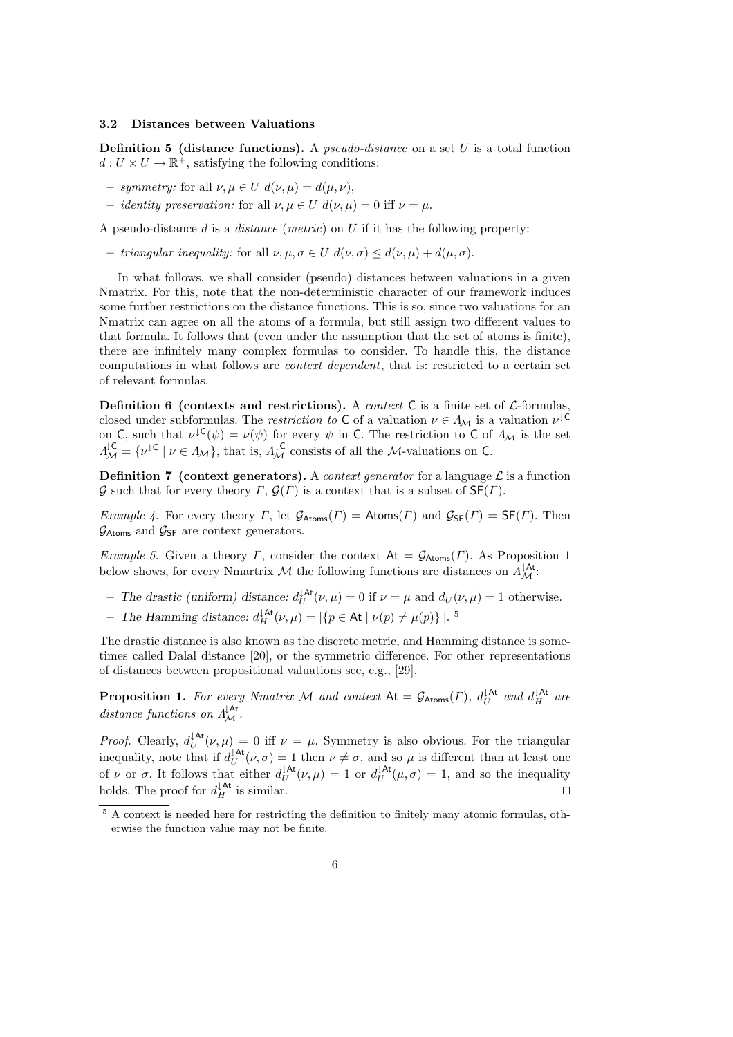### 3.2 Distances between Valuations

**Definition 5 (distance functions).** A *pseudo-distance* on a set $U$ is a total function $d : U \times U \to \mathbb{R}^+$, satisfying the following conditions:

- *symmetry:* for all $\nu, \mu \in U$ $d(\nu, \mu) = d(\mu, \nu)$,
- *identity preservation:* for all $\nu, \mu \in U$ $d(\nu, \mu) = 0$ iff $\nu = \mu$.

A pseudo-distance $d$ is a *distance* (*metric*) on $U$ if it has the following property:

- *triangular inequality:* for all $\nu, \mu, \sigma \in U$ $d(\nu, \sigma) \leq d(\nu, \mu) + d(\mu, \sigma)$.

In what follows, we shall consider (pseudo) distances between valuations in a given Nmatrix. For this, note that the non-deterministic character of our framework induces some further restrictions on the distance functions. This is so, since two valuations for an Nmatrix can agree on all the atoms of a formula, but still assign two different values to that formula. It follows that (even under the assumption that the set of atoms is finite), there are infinitely many complex formulas to consider. To handle this, the distance computations in what follows are *context dependent*, that is: restricted to a certain set of relevant formulas.

**Definition 6 (contexts and restrictions).** A *context* $\mathsf{C}$ is a finite set of $\mathcal{L}$-formulas, closed under subformulas. The *restriction to* $\mathsf{C}$ of a valuation $\nu \in \Lambda_{\mathcal{M}}$ is a valuation $\nu^{\downarrow \mathsf{C}}$ on $\mathsf{C}$, such that $\nu^{\downarrow \mathsf{C}}(\psi) = \nu(\psi)$ for every $\psi$ in $\mathsf{C}$. The restriction to $\mathsf{C}$ of $\Lambda_{\mathcal{M}}$ is the set $\Lambda^{\downarrow \mathsf{C}}_{\mathcal{M}} = \{\nu^{\downarrow \mathsf{C}} \mid \nu \in \Lambda_{\mathcal{M}}\}$, that is, $\Lambda^{\downarrow \mathsf{C}}_{\mathcal{M}}$ consists of all the $\mathcal{M}$-valuations on $\mathsf{C}$.

**Definition 7 (context generators).** A *context generator* for a language $\mathcal{L}$ is a function $\mathcal{G}$ such that for every theory $\Gamma$, $\mathcal{G}(\Gamma)$ is a context that is a subset of $\mathsf{SF}(\Gamma)$.

*Example 4.* For every theory $\Gamma$, let $\mathcal{G}_{\mathsf{Atoms}}(\Gamma) = \mathsf{Atoms}(\Gamma)$ and $\mathcal{G}_{\mathsf{SF}}(\Gamma) = \mathsf{SF}(\Gamma)$. Then $\mathcal{G}_{\mathsf{Atoms}}$ and $\mathcal{G}_{\mathsf{SF}}$ are context generators.

*Example 5.* Given a theory $\Gamma$, consider the context $\mathsf{At} = \mathcal{G}_{\mathsf{Atoms}}(\Gamma)$. As Proposition 1 below shows, for every Nmartrix $\mathcal{M}$ the following functions are distances on $\Lambda^{\downarrow \mathsf{At}}_{\mathcal{M}}$:

- *The drastic (uniform) distance:* $d^{\downarrow \mathsf{At}}_U(\nu, \mu) = 0$ if $\nu = \mu$ and $d_U(\nu, \mu) = 1$ otherwise.
- *The Hamming distance:* $d^{\downarrow \mathsf{At}}_H(\nu, \mu) = |\{p \in \mathsf{At} \mid \nu(p) \neq \mu(p)\}|$. [5]

The drastic distance is also known as the discrete metric, and Hamming distance is sometimes called Dalal distance [20], or the symmetric difference. For other representations of distances between propositional valuations see, e.g., [29].

**Proposition 1.** *For every Nmatrix $\mathcal{M}$ and context $\mathsf{At} = \mathcal{G}_{\mathsf{Atoms}}(\Gamma)$, $d^{\downarrow \mathsf{At}}_U$ and $d^{\downarrow \mathsf{At}}_H$ are distance functions on $\Lambda^{\downarrow \mathsf{At}}_{\mathcal{M}}$.*

*Proof.* Clearly, $d^{\downarrow \mathsf{At}}_U(\nu, \mu) = 0$ iff $\nu = \mu$. Symmetry is also obvious. For the triangular inequality, note that if $d^{\downarrow \mathsf{At}}_U(\nu, \sigma) = 1$ then $\nu \neq \sigma$, and so $\mu$ is different than at least one of $\nu$ or $\sigma$. It follows that either $d^{\downarrow \mathsf{At}}_U(\nu, \mu) = 1$ or $d^{\downarrow \mathsf{At}}_U(\mu, \sigma) = 1$, and so the inequality holds. The proof for $d^{\downarrow \mathsf{At}}_H$ is similar. ◻

[5] A context is needed here for restricting the definition to finitely many atomic formulas, otherwise the function value may not be finite.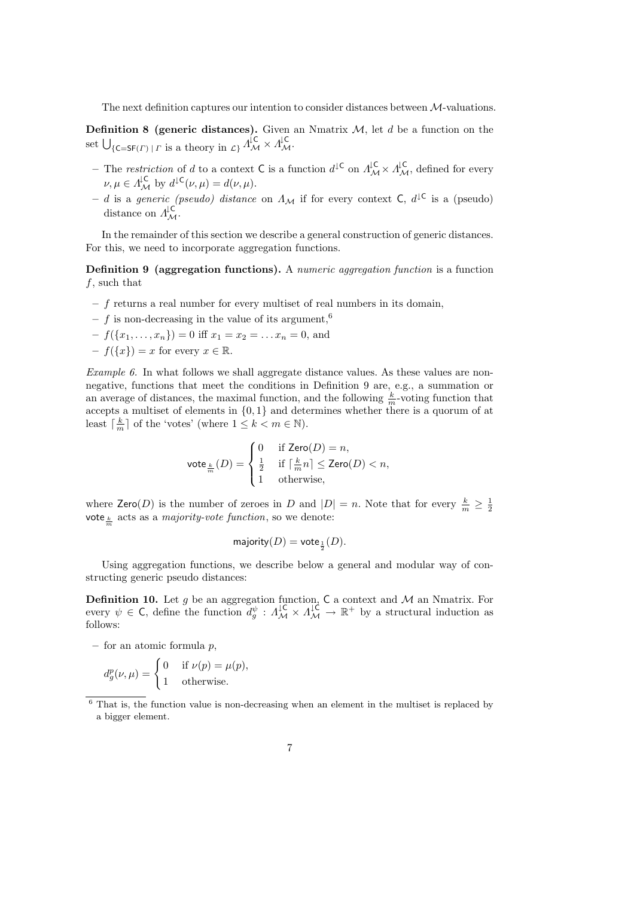The next definition captures our intention to consider distances between $\mathcal{M}$-valuations.

**Definition 8 (generic distances).** Given an Nmatrix $\mathcal{M}$, let $d$ be a function on the set $\bigcup_{\{\mathsf{C}=\mathsf{SF}(\Gamma) \mid \Gamma \text{ is a theory in } \mathcal{L}\}} \Lambda_{\mathcal{M}}^{\downarrow\mathsf{C}} \times \Lambda_{\mathcal{M}}^{\downarrow\mathsf{C}}$.

- The *restriction* of $d$ to a context $\mathsf{C}$ is a function $d^{\downarrow\mathsf{C}}$ on $\Lambda_{\mathcal{M}}^{\downarrow\mathsf{C}} \times \Lambda_{\mathcal{M}}^{\downarrow\mathsf{C}}$, defined for every $\nu, \mu \in \Lambda_{\mathcal{M}}^{\downarrow\mathsf{C}}$ by $d^{\downarrow\mathsf{C}}(\nu, \mu) = d(\nu, \mu)$.
- $d$ is a *generic (pseudo) distance* on $\Lambda_{\mathcal{M}}$ if for every context $\mathsf{C}$, $d^{\downarrow\mathsf{C}}$ is a (pseudo) distance on $\Lambda_{\mathcal{M}}^{\downarrow\mathsf{C}}$.

In the remainder of this section we describe a general construction of generic distances. For this, we need to incorporate aggregation functions.

**Definition 9 (aggregation functions).** A *numeric aggregation function* is a function $f$, such that

- $f$ returns a real number for every multiset of real numbers in its domain,
- $f$ is non-decreasing in the value of its argument,[6]
- $f(\{x_1, \ldots, x_n\}) = 0$ iff $x_1 = x_2 = \ldots x_n = 0$, and
- $f(\{x\}) = x$ for every $x \in \mathbb{R}$.

*Example 6.* In what follows we shall aggregate distance values. As these values are non-negative, functions that meet the conditions in Definition 9 are, e.g., a summation or an average of distances, the maximal function, and the following $\frac{k}{m}$-voting function that accepts a multiset of elements in $\{0, 1\}$ and determines whether there is a quorum of at least $\lceil \frac{k}{m} \rceil$ of the 'votes' (where $1 \leq k < m \in \mathbb{N}$).

$$\mathsf{vote}_{\frac{k}{m}}(D) = \begin{cases} 0 & \text{if } \mathsf{Zero}(D) = n, \\ \frac{1}{2} & \text{if } \lceil \frac{k}{m} n \rceil \leq \mathsf{Zero}(D) < n, \\ 1 & \text{otherwise,} \end{cases}$$

where $\mathsf{Zero}(D)$ is the number of zeroes in $D$ and $|D| = n$. Note that for every $\frac{k}{m} \geq \frac{1}{2}$ $\mathsf{vote}_{\frac{k}{m}}$ acts as a *majority-vote function*, so we denote:

$$\mathsf{majority}(D) = \mathsf{vote}_{\frac{1}{2}}(D).$$

Using aggregation functions, we describe below a general and modular way of constructing generic pseudo distances:

**Definition 10.** Let $g$ be an aggregation function, $\mathsf{C}$ a context and $\mathcal{M}$ an Nmatrix. For every $\psi \in \mathsf{C}$, define the function $d_g^\psi : \Lambda_{\mathcal{M}}^{\downarrow\mathsf{C}} \times \Lambda_{\mathcal{M}}^{\downarrow\mathsf{C}} \to \mathbb{R}^+$ by a structural induction as follows:

- for an atomic formula $p$,

$$d_g^p(\nu, \mu) = \begin{cases} 0 & \text{if } \nu(p) = \mu(p), \\ 1 & \text{otherwise.} \end{cases}$$

[6] That is, the function value is non-decreasing when an element in the multiset is replaced by a bigger element.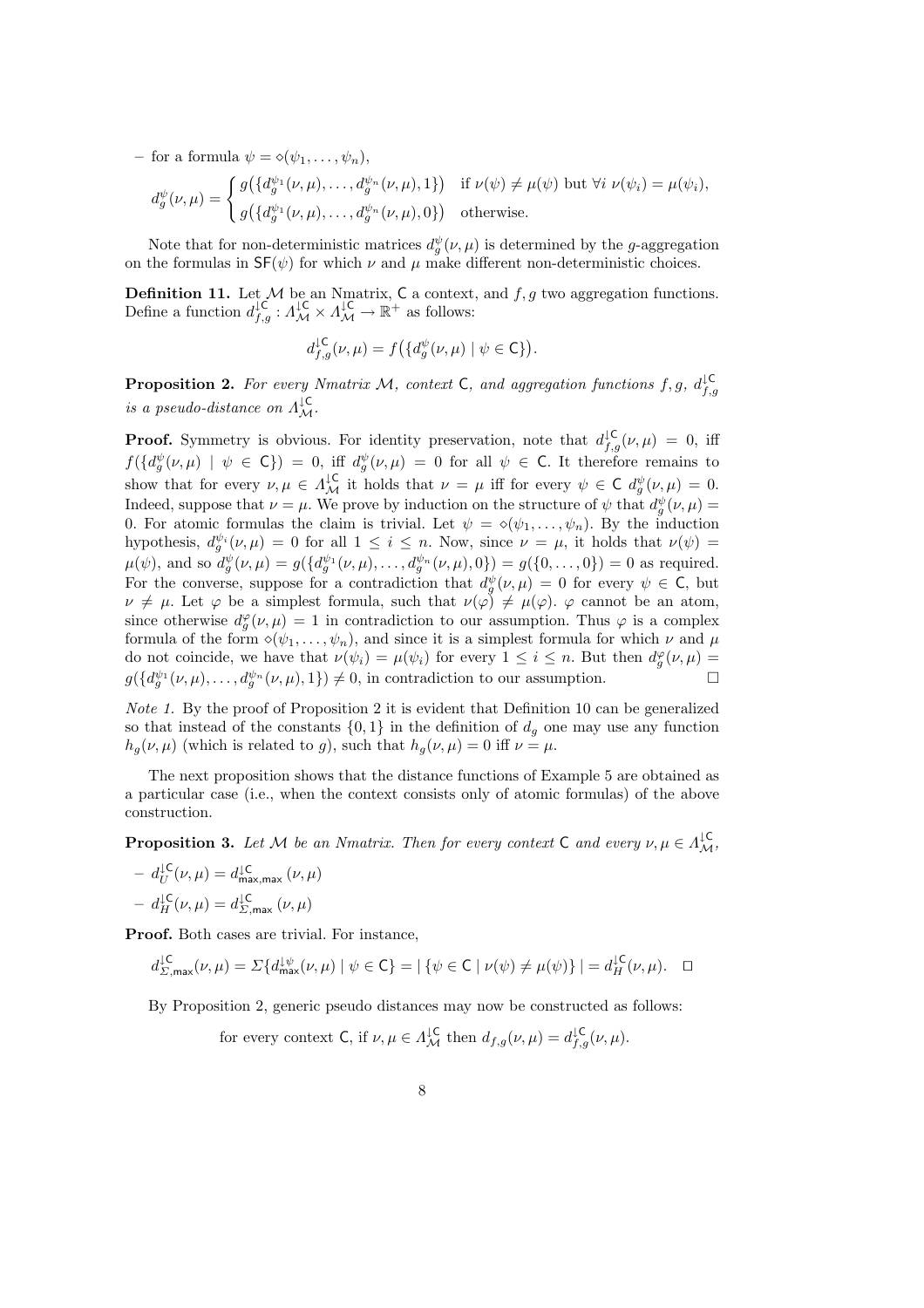– for a formula $\psi = \diamond(\psi_1, \ldots, \psi_n)$,

$$d_g^{\psi}(\nu,\mu) = \begin{cases} g\big(\{d_g^{\psi_1}(\nu,\mu), \ldots, d_g^{\psi_n}(\nu,\mu), 1\}\big) & \text{if } \nu(\psi) \neq \mu(\psi) \text{ but } \forall i\ \nu(\psi_i) = \mu(\psi_i), \\ g\big(\{d_g^{\psi_1}(\nu,\mu), \ldots, d_g^{\psi_n}(\nu,\mu), 0\}\big) & \text{otherwise.} \end{cases}$$

Note that for non-deterministic matrices $d_g^{\psi}(\nu,\mu)$ is determined by the $g$-aggregation on the formulas in $\mathsf{SF}(\psi)$ for which $\nu$ and $\mu$ make different non-deterministic choices.

**Definition 11.** Let $\mathcal{M}$ be an Nmatrix, $\mathsf{C}$ a context, and $f, g$ two aggregation functions. Define a function $d_{f,g}^{\downarrow\mathsf{C}} : \Lambda_{\mathcal{M}}^{\downarrow\mathsf{C}} \times \Lambda_{\mathcal{M}}^{\downarrow\mathsf{C}} \to \mathbb{R}^+$ as follows:

$$d_{f,g}^{\downarrow\mathsf{C}}(\nu,\mu) = f\big(\{d_g^{\psi}(\nu,\mu) \mid \psi \in \mathsf{C}\}\big).$$

**Proposition 2.** *For every Nmatrix $\mathcal{M}$, context $\mathsf{C}$, and aggregation functions $f, g$, $d_{f,g}^{\downarrow\mathsf{C}}$ is a pseudo-distance on $\Lambda_{\mathcal{M}}^{\downarrow\mathsf{C}}$.*

**Proof.** Symmetry is obvious. For identity preservation, note that $d_{f,g}^{\downarrow\mathsf{C}}(\nu,\mu) = 0$, iff $f(\{d_g^{\psi}(\nu,\mu) \mid \psi \in \mathsf{C}\}) = 0$, iff $d_g^{\psi}(\nu,\mu) = 0$ for all $\psi \in \mathsf{C}$. It therefore remains to show that for every $\nu, \mu \in \Lambda_{\mathcal{M}}^{\downarrow\mathsf{C}}$ it holds that $\nu = \mu$ iff for every $\psi \in \mathsf{C}$ $d_g^{\psi}(\nu,\mu) = 0$. Indeed, suppose that $\nu = \mu$. We prove by induction on the structure of $\psi$ that $d_g^{\psi}(\nu,\mu) = 0$. For atomic formulas the claim is trivial. Let $\psi = \diamond(\psi_1, \ldots, \psi_n)$. By the induction hypothesis, $d_g^{\psi_i}(\nu,\mu) = 0$ for all $1 \leq i \leq n$. Now, since $\nu = \mu$, it holds that $\nu(\psi) = \mu(\psi)$, and so $d_g^{\psi}(\nu,\mu) = g(\{d_g^{\psi_1}(\nu,\mu), \ldots, d_g^{\psi_n}(\nu,\mu), 0\}) = g(\{0, \ldots, 0\}) = 0$ as required. For the converse, suppose for a contradiction that $d_g^{\psi}(\nu,\mu) = 0$ for every $\psi \in \mathsf{C}$, but $\nu \neq \mu$. Let $\varphi$ be a simplest formula, such that $\nu(\varphi) \neq \mu(\varphi)$. $\varphi$ cannot be an atom, since otherwise $d_g^{\varphi}(\nu,\mu) = 1$ in contradiction to our assumption. Thus $\varphi$ is a complex formula of the form $\diamond(\psi_1, \ldots, \psi_n)$, and since it is a simplest formula for which $\nu$ and $\mu$ do not coincide, we have that $\nu(\psi_i) = \mu(\psi_i)$ for every $1 \leq i \leq n$. But then $d_g^{\varphi}(\nu,\mu) = g(\{d_g^{\psi_1}(\nu,\mu), \ldots, d_g^{\psi_n}(\nu,\mu), 1\}) \neq 0$, in contradiction to our assumption. $\square$

*Note 1.* By the proof of Proposition 2 it is evident that Definition 10 can be generalized so that instead of the constants $\{0, 1\}$ in the definition of $d_g$ one may use any function $h_g(\nu,\mu)$ (which is related to $g$), such that $h_g(\nu,\mu) = 0$ iff $\nu = \mu$.

The next proposition shows that the distance functions of Example 5 are obtained as a particular case (i.e., when the context consists only of atomic formulas) of the above construction.

**Proposition 3.** *Let $\mathcal{M}$ be an Nmatrix. Then for every context $\mathsf{C}$ and every $\nu, \mu \in \Lambda_{\mathcal{M}}^{\downarrow\mathsf{C}}$,*

– $d_U^{\downarrow\mathsf{C}}(\nu,\mu) = d_{\mathsf{max},\mathsf{max}}^{\downarrow\mathsf{C}}(\nu,\mu)$

– $d_H^{\downarrow\mathsf{C}}(\nu,\mu) = d_{\Sigma,\mathsf{max}}^{\downarrow\mathsf{C}}(\nu,\mu)$

**Proof.** Both cases are trivial. For instance,

$$d_{\Sigma,\mathsf{max}}^{\downarrow\mathsf{C}}(\nu,\mu) = \Sigma\{d_{\mathsf{max}}^{\downarrow\psi}(\nu,\mu) \mid \psi \in \mathsf{C}\} = |\{\psi \in \mathsf{C} \mid \nu(\psi) \neq \mu(\psi)\}| = d_H^{\downarrow\mathsf{C}}(\nu,\mu). \quad \square$$

By Proposition 2, generic pseudo distances may now be constructed as follows:

$$\text{for every context } \mathsf{C}, \text{ if } \nu, \mu \in \Lambda_{\mathcal{M}}^{\downarrow\mathsf{C}} \text{ then } d_{f,g}(\nu,\mu) = d_{f,g}^{\downarrow\mathsf{C}}(\nu,\mu).$$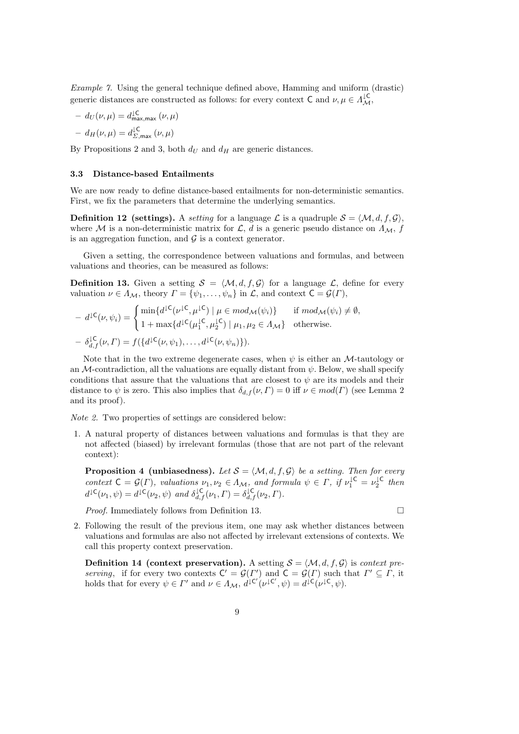*Example 7.* Using the general technique defined above, Hamming and uniform (drastic) generic distances are constructed as follows: for every context $\mathsf{C}$ and $\nu, \mu \in \Lambda^{\downarrow \mathsf{C}}_{\mathcal{M}}$,

- $d_U(\nu, \mu) = d^{\downarrow \mathsf{C}}_{\mathsf{max},\mathsf{max}}(\nu, \mu)$
- $d_H(\nu, \mu) = d^{\downarrow \mathsf{C}}_{\Sigma,\mathsf{max}}(\nu, \mu)$

By Propositions 2 and 3, both $d_U$ and $d_H$ are generic distances.

### 3.3 Distance-based Entailments

We are now ready to define distance-based entailments for non-deterministic semantics. First, we fix the parameters that determine the underlying semantics.

**Definition 12 (settings).** A *setting* for a language $\mathcal{L}$ is a quadruple $\mathcal{S} = \langle \mathcal{M}, d, f, \mathcal{G} \rangle$, where $\mathcal{M}$ is a non-deterministic matrix for $\mathcal{L}$, $d$ is a generic pseudo distance on $\Lambda_{\mathcal{M}}$, $f$ is an aggregation function, and $\mathcal{G}$ is a context generator.

Given a setting, the correspondence between valuations and formulas, and between valuations and theories, can be measured as follows:

**Definition 13.** Given a setting $\mathcal{S} = \langle \mathcal{M}, d, f, \mathcal{G} \rangle$ for a language $\mathcal{L}$, define for every valuation $\nu \in \Lambda_{\mathcal{M}}$, theory $\Gamma = \{\psi_1, \ldots, \psi_n\}$ in $\mathcal{L}$, and context $\mathsf{C} = \mathcal{G}(\Gamma)$,

- $d^{\downarrow \mathsf{C}}(\nu, \psi_i) = \begin{cases} \min\{d^{\downarrow \mathsf{C}}(\nu^{\downarrow \mathsf{C}}, \mu^{\downarrow \mathsf{C}}) \mid \mu \in mod_{\mathcal{M}}(\psi_i)\} & \text{if } mod_{\mathcal{M}}(\psi_i) \neq \emptyset, \\ 1 + \max\{d^{\downarrow \mathsf{C}}(\mu_1^{\downarrow \mathsf{C}}, \mu_2^{\downarrow \mathsf{C}}) \mid \mu_1, \mu_2 \in \Lambda_{\mathcal{M}}\} & \text{otherwise.} \end{cases}$
- $\delta^{\downarrow \mathsf{C}}_{d,f}(\nu, \Gamma) = f(\{d^{\downarrow \mathsf{C}}(\nu, \psi_1), \ldots, d^{\downarrow \mathsf{C}}(\nu, \psi_n)\})$.

Note that in the two extreme degenerate cases, when $\psi$ is either an $\mathcal{M}$-tautology or an $\mathcal{M}$-contradiction, all the valuations are equally distant from $\psi$. Below, we shall specify conditions that assure that the valuations that are closest to $\psi$ are its models and their distance to $\psi$ is zero. This also implies that $\delta_{d,f}(\nu, \Gamma) = 0$ iff $\nu \in mod(\Gamma)$ (see Lemma 2 and its proof).

*Note 2.* Two properties of settings are considered below:

1. A natural property of distances between valuations and formulas is that they are not affected (biased) by irrelevant formulas (those that are not part of the relevant context):

   **Proposition 4 (unbiasedness).** *Let $\mathcal{S} = \langle \mathcal{M}, d, f, \mathcal{G} \rangle$ be a setting. Then for every context $\mathsf{C} = \mathcal{G}(\Gamma)$, valuations $\nu_1, \nu_2 \in \Lambda_{\mathcal{M}}$, and formula $\psi \in \Gamma$, if $\nu_1^{\downarrow \mathsf{C}} = \nu_2^{\downarrow \mathsf{C}}$ then $d^{\downarrow \mathsf{C}}(\nu_1, \psi) = d^{\downarrow \mathsf{C}}(\nu_2, \psi)$ and $\delta^{\downarrow \mathsf{C}}_{d,f}(\nu_1, \Gamma) = \delta^{\downarrow \mathsf{C}}_{d,f}(\nu_2, \Gamma)$.*

   *Proof.* Immediately follows from Definition 13. □

2. Following the result of the previous item, one may ask whether distances between valuations and formulas are also not affected by irrelevant extensions of contexts. We call this property context preservation.

   **Definition 14 (context preservation).** A setting $\mathcal{S} = \langle \mathcal{M}, d, f, \mathcal{G} \rangle$ is *context preserving*, if for every two contexts $\mathsf{C}' = \mathcal{G}(\Gamma')$ and $\mathsf{C} = \mathcal{G}(\Gamma)$ such that $\Gamma' \subseteq \Gamma$, it holds that for every $\psi \in \Gamma'$ and $\nu \in \Lambda_{\mathcal{M}}$, $d^{\downarrow \mathsf{C}'}(\nu^{\downarrow \mathsf{C}'}, \psi) = d^{\downarrow \mathsf{C}}(\nu^{\downarrow \mathsf{C}}, \psi)$.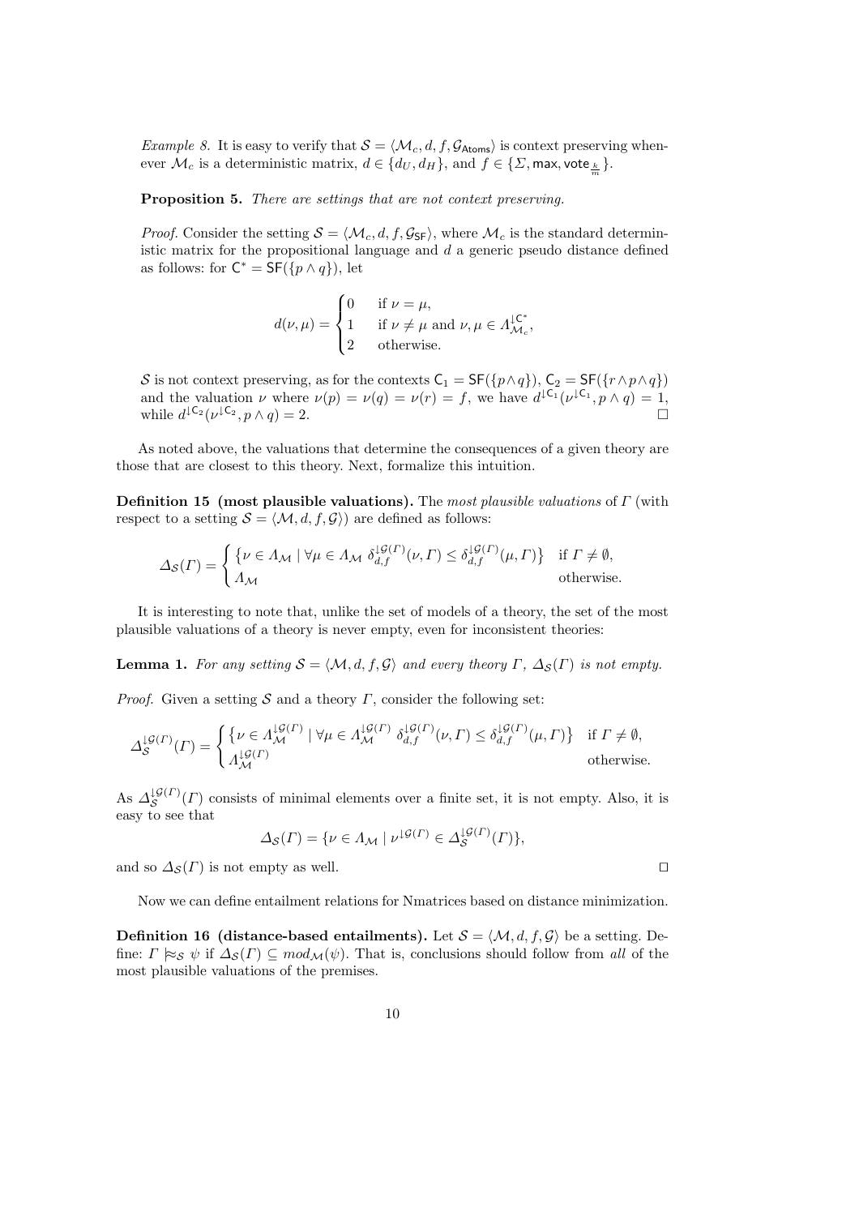*Example 8.* It is easy to verify that $\mathcal{S} = \langle \mathcal{M}_c, d, f, \mathcal{G}_{\mathsf{Atoms}} \rangle$ is context preserving whenever $\mathcal{M}_c$ is a deterministic matrix, $d \in \{d_U, d_H\}$, and $f \in \{\Sigma, \mathsf{max}, \mathsf{vote}_{\frac{k}{m}}\}$.

**Proposition 5.** *There are settings that are not context preserving.*

*Proof.* Consider the setting $\mathcal{S} = \langle \mathcal{M}_c, d, f, \mathcal{G}_{\mathsf{SF}} \rangle$, where $\mathcal{M}_c$ is the standard deterministic matrix for the propositional language and $d$ a generic pseudo distance defined as follows: for $\mathsf{C}^* = \mathsf{SF}(\{p \wedge q\})$, let

$$d(\nu, \mu) = \begin{cases} 0 & \text{if } \nu = \mu, \\ 1 & \text{if } \nu \neq \mu \text{ and } \nu, \mu \in \Lambda_{\mathcal{M}_c}^{\downarrow \mathsf{C}^*}, \\ 2 & \text{otherwise.} \end{cases}$$

$\mathcal{S}$ is not context preserving, as for the contexts $\mathsf{C}_1 = \mathsf{SF}(\{p \wedge q\})$, $\mathsf{C}_2 = \mathsf{SF}(\{r \wedge p \wedge q\})$ and the valuation $\nu$ where $\nu(p) = \nu(q) = \nu(r) = f$, we have $d^{\downarrow \mathsf{C}_1}(\nu^{\downarrow \mathsf{C}_1}, p \wedge q) = 1$, while $d^{\downarrow \mathsf{C}_2}(\nu^{\downarrow \mathsf{C}_2}, p \wedge q) = 2$. $\square$

As noted above, the valuations that determine the consequences of a given theory are those that are closest to this theory. Next, formalize this intuition.

**Definition 15 (most plausible valuations).** The *most plausible valuations* of $\Gamma$ (with respect to a setting $\mathcal{S} = \langle \mathcal{M}, d, f, \mathcal{G} \rangle$) are defined as follows:

$$\Delta_{\mathcal{S}}(\Gamma) = \begin{cases} \left\{ \nu \in \Lambda_{\mathcal{M}} \mid \forall \mu \in \Lambda_{\mathcal{M}} \ \delta_{d,f}^{\downarrow \mathcal{G}(\Gamma)}(\nu, \Gamma) \leq \delta_{d,f}^{\downarrow \mathcal{G}(\Gamma)}(\mu, \Gamma) \right\} & \text{if } \Gamma \neq \emptyset, \\ \Lambda_{\mathcal{M}} & \text{otherwise.} \end{cases}$$

It is interesting to note that, unlike the set of models of a theory, the set of the most plausible valuations of a theory is never empty, even for inconsistent theories:

**Lemma 1.** *For any setting $\mathcal{S} = \langle \mathcal{M}, d, f, \mathcal{G} \rangle$ and every theory $\Gamma$, $\Delta_{\mathcal{S}}(\Gamma)$ is not empty.*

*Proof.* Given a setting $\mathcal{S}$ and a theory $\Gamma$, consider the following set:

$$\Delta_{\mathcal{S}}^{\downarrow \mathcal{G}(\Gamma)}(\Gamma) = \begin{cases} \left\{ \nu \in \Lambda_{\mathcal{M}}^{\downarrow \mathcal{G}(\Gamma)} \mid \forall \mu \in \Lambda_{\mathcal{M}}^{\downarrow \mathcal{G}(\Gamma)} \ \delta_{d,f}^{\downarrow \mathcal{G}(\Gamma)}(\nu, \Gamma) \leq \delta_{d,f}^{\downarrow \mathcal{G}(\Gamma)}(\mu, \Gamma) \right\} & \text{if } \Gamma \neq \emptyset, \\ \Lambda_{\mathcal{M}}^{\downarrow \mathcal{G}(\Gamma)} & \text{otherwise.} \end{cases}$$

As $\Delta_{\mathcal{S}}^{\downarrow \mathcal{G}(\Gamma)}(\Gamma)$ consists of minimal elements over a finite set, it is not empty. Also, it is easy to see that

$$\Delta_{\mathcal{S}}(\Gamma) = \{ \nu \in \Lambda_{\mathcal{M}} \mid \nu^{\downarrow \mathcal{G}(\Gamma)} \in \Delta_{\mathcal{S}}^{\downarrow \mathcal{G}(\Gamma)}(\Gamma) \},$$

and so $\Delta_{\mathcal{S}}(\Gamma)$ is not empty as well. $\square$

Now we can define entailment relations for Nmatrices based on distance minimization.

**Definition 16 (distance-based entailments).** Let $\mathcal{S} = \langle \mathcal{M}, d, f, \mathcal{G} \rangle$ be a setting. Define: $\Gamma \mid\!\approx_{\mathcal{S}} \psi$ if $\Delta_{\mathcal{S}}(\Gamma) \subseteq mod_{\mathcal{M}}(\psi)$. That is, conclusions should follow from *all* of the most plausible valuations of the premises.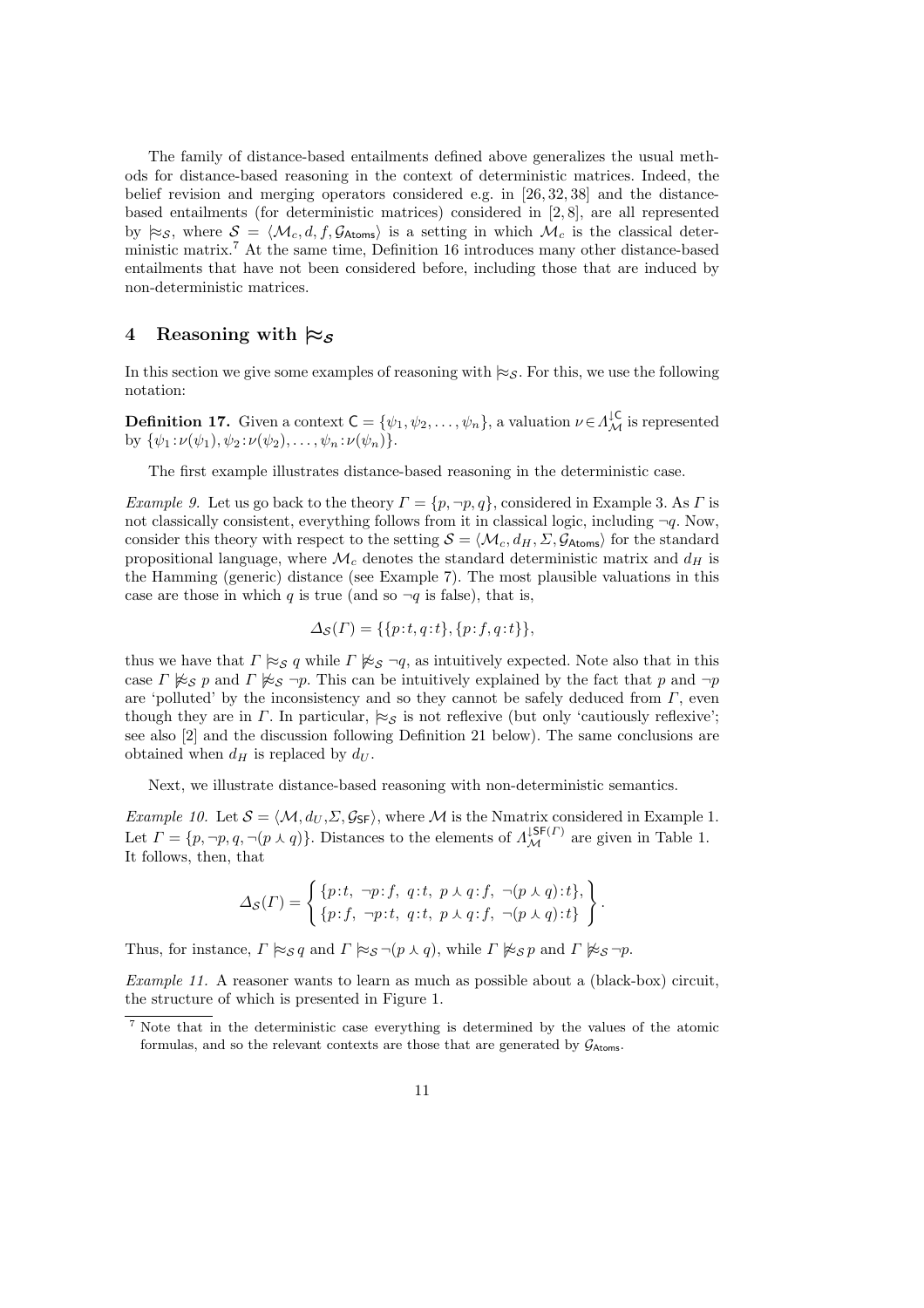The family of distance-based entailments defined above generalizes the usual methods for distance-based reasoning in the context of deterministic matrices. Indeed, the belief revision and merging operators considered e.g. in [26, 32, 38] and the distance-based entailments (for deterministic matrices) considered in [2, 8], are all represented by $\approx_{\mathcal{S}}$, where $\mathcal{S} = \langle \mathcal{M}_c, d, f, \mathcal{G}_{\mathsf{Atoms}} \rangle$ is a setting in which $\mathcal{M}_c$ is the classical deterministic matrix.[7] At the same time, Definition 16 introduces many other distance-based entailments that have not been considered before, including those that are induced by non-deterministic matrices.

## 4 Reasoning with $\approx_{\mathcal{S}}$

In this section we give some examples of reasoning with $\approx_{\mathcal{S}}$. For this, we use the following notation:

**Definition 17.** Given a context $\mathsf{C} = \{\psi_1, \psi_2, \ldots, \psi_n\}$, a valuation $\nu \in \Lambda_{\mathcal{M}}^{\downarrow \mathsf{C}}$ is represented by $\{\psi_1 : \nu(\psi_1), \psi_2 : \nu(\psi_2), \ldots, \psi_n : \nu(\psi_n)\}$.

The first example illustrates distance-based reasoning in the deterministic case.

*Example 9.* Let us go back to the theory $\Gamma = \{p, \neg p, q\}$, considered in Example 3. As $\Gamma$ is not classically consistent, everything follows from it in classical logic, including $\neg q$. Now, consider this theory with respect to the setting $\mathcal{S} = \langle \mathcal{M}_c, d_H, \Sigma, \mathcal{G}_{\mathsf{Atoms}} \rangle$ for the standard propositional language, where $\mathcal{M}_c$ denotes the standard deterministic matrix and $d_H$ is the Hamming (generic) distance (see Example 7). The most plausible valuations in this case are those in which $q$ is true (and so $\neg q$ is false), that is,

$$\Delta_{\mathcal{S}}(\Gamma) = \{\{p : t, q : t\}, \{p : f, q : t\}\},$$

thus we have that $\Gamma \approx_{\mathcal{S}} q$ while $\Gamma \not\approx_{\mathcal{S}} \neg q$, as intuitively expected. Note also that in this case $\Gamma \not\approx_{\mathcal{S}} p$ and $\Gamma \not\approx_{\mathcal{S}} \neg p$. This can be intuitively explained by the fact that $p$ and $\neg p$ are 'polluted' by the inconsistency and so they cannot be safely deduced from $\Gamma$, even though they are in $\Gamma$. In particular, $\approx_{\mathcal{S}}$ is not reflexive (but only 'cautiously reflexive'; see also [2] and the discussion following Definition 21 below). The same conclusions are obtained when $d_H$ is replaced by $d_U$.

Next, we illustrate distance-based reasoning with non-deterministic semantics.

*Example 10.* Let $\mathcal{S} = \langle \mathcal{M}, d_U, \Sigma, \mathcal{G}_{\mathsf{SF}} \rangle$, where $\mathcal{M}$ is the Nmatrix considered in Example 1. Let $\Gamma = \{p, \neg p, q, \neg(p \curlywedge q)\}$. Distances to the elements of $\Lambda_{\mathcal{M}}^{\downarrow \mathsf{SF}(\Gamma)}$ are given in Table 1. It follows, then, that

$$\Delta_{\mathcal{S}}(\Gamma) = \left\{ \begin{array}{l} \{p : t,\ \neg p : f,\ q : t,\ p \curlywedge q : f,\ \neg(p \curlywedge q) : t\}, \\ \{p : f,\ \neg p : t,\ q : t,\ p \curlywedge q : f,\ \neg(p \curlywedge q) : t\} \end{array} \right\}.$$

Thus, for instance, $\Gamma \approx_{\mathcal{S}} q$ and $\Gamma \approx_{\mathcal{S}} \neg(p \curlywedge q)$, while $\Gamma \not\approx_{\mathcal{S}} p$ and $\Gamma \not\approx_{\mathcal{S}} \neg p$.

*Example 11.* A reasoner wants to learn as much as possible about a (black-box) circuit, the structure of which is presented in Figure 1.

[7] Note that in the deterministic case everything is determined by the values of the atomic formulas, and so the relevant contexts are those that are generated by $\mathcal{G}_{\mathsf{Atoms}}$.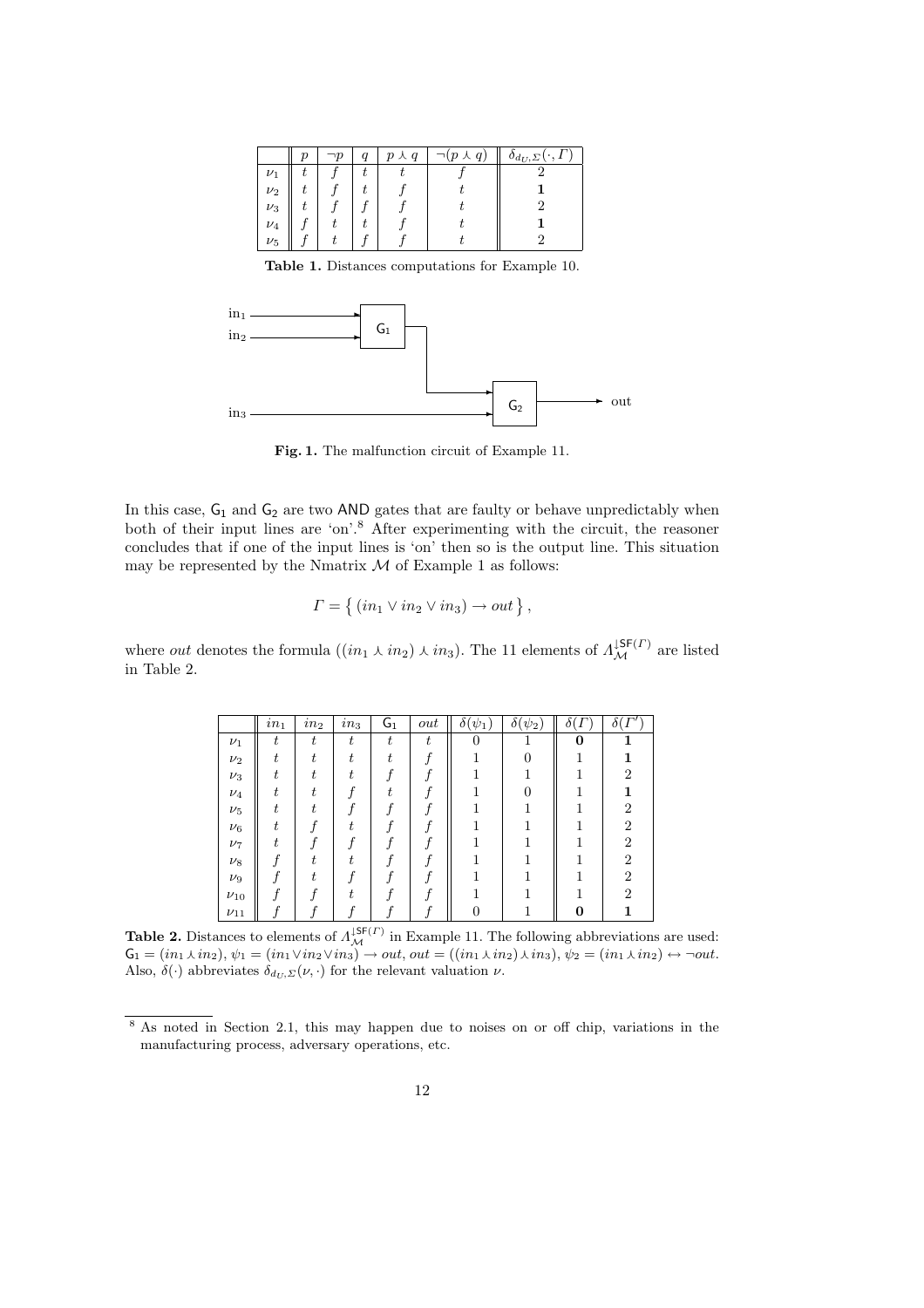| | $p$ | $\neg p$ | $q$ | $p \curlywedge q$ | $\neg(p \curlywedge q)$ | $\delta_{d_U,\Sigma}(\cdot, \Gamma)$ |
|---|---|---|---|---|---|---|
| $\nu_1$ | $t$ | $f$ | $t$ | $t$ | $f$ | 2 |
| $\nu_2$ | $t$ | $f$ | $t$ | $f$ | $t$ | **1** |
| $\nu_3$ | $t$ | $f$ | $f$ | $f$ | $t$ | 2 |
| $\nu_4$ | $f$ | $t$ | $t$ | $f$ | $t$ | **1** |
| $\nu_5$ | $f$ | $t$ | $f$ | $f$ | $t$ | 2 |

**Table 1.** Distances computations for Example 10.

in$_1$
in$_2$
in$_3$
G$_1$
G$_2$
out

**Fig. 1.** The malfunction circuit of Example 11.

In this case, $\mathsf{G}_1$ and $\mathsf{G}_2$ are two AND gates that are faulty or behave unpredictably when both of their input lines are 'on'.[8] After experimenting with the circuit, the reasoner concludes that if one of the input lines is 'on' then so is the output line. This situation may be represented by the Nmatrix $\mathcal{M}$ of Example 1 as follows:

$$\Gamma = \left\{ (in_1 \vee in_2 \vee in_3) \rightarrow out \right\},$$

where $out$ denotes the formula $((in_1 \curlywedge in_2) \curlywedge in_3)$. The 11 elements of $\Lambda_{\mathcal{M}}^{\downarrow \mathsf{SF}(\Gamma)}$ are listed in Table 2.

| | $in_1$ | $in_2$ | $in_3$ | $\mathsf{G}_1$ | $out$ | $\delta(\psi_1)$ | $\delta(\psi_2)$ | $\delta(\Gamma)$ | $\delta(\Gamma')$ |
|---|---|---|---|---|---|---|---|---|---|
| $\nu_1$ | $t$ | $t$ | $t$ | $t$ | $t$ | 0 | 1 | **0** | **1** |
| $\nu_2$ | $t$ | $t$ | $t$ | $t$ | $f$ | 1 | 0 | 1 | **1** |
| $\nu_3$ | $t$ | $t$ | $t$ | $f$ | $f$ | 1 | 1 | 1 | 2 |
| $\nu_4$ | $t$ | $t$ | $f$ | $t$ | $f$ | 1 | 0 | 1 | **1** |
| $\nu_5$ | $t$ | $t$ | $f$ | $f$ | $f$ | 1 | 1 | 1 | 2 |
| $\nu_6$ | $t$ | $f$ | $t$ | $f$ | $f$ | 1 | 1 | 1 | 2 |
| $\nu_7$ | $t$ | $f$ | $f$ | $f$ | $f$ | 1 | 1 | 1 | 2 |
| $\nu_8$ | $f$ | $t$ | $t$ | $f$ | $f$ | 1 | 1 | 1 | 2 |
| $\nu_9$ | $f$ | $t$ | $f$ | $f$ | $f$ | 1 | 1 | 1 | 2 |
| $\nu_{10}$ | $f$ | $f$ | $t$ | $f$ | $f$ | 1 | 1 | 1 | 2 |
| $\nu_{11}$ | $f$ | $f$ | $f$ | $f$ | $f$ | 0 | 1 | **0** | **1** |

**Table 2.** Distances to elements of $\Lambda_{\mathcal{M}}^{\downarrow \mathsf{SF}(\Gamma)}$ in Example 11. The following abbreviations are used: $\mathsf{G}_1 = (in_1 \curlywedge in_2)$, $\psi_1 = (in_1 \vee in_2 \vee in_3) \rightarrow out$, $out = ((in_1 \curlywedge in_2) \curlywedge in_3)$, $\psi_2 = (in_1 \curlywedge in_2) \leftrightarrow \neg out$. Also, $\delta(\cdot)$ abbreviates $\delta_{d_U,\Sigma}(\nu, \cdot)$ for the relevant valuation $\nu$.

[8] As noted in Section 2.1, this may happen due to noises on or off chip, variations in the manufacturing process, adversary operations, etc.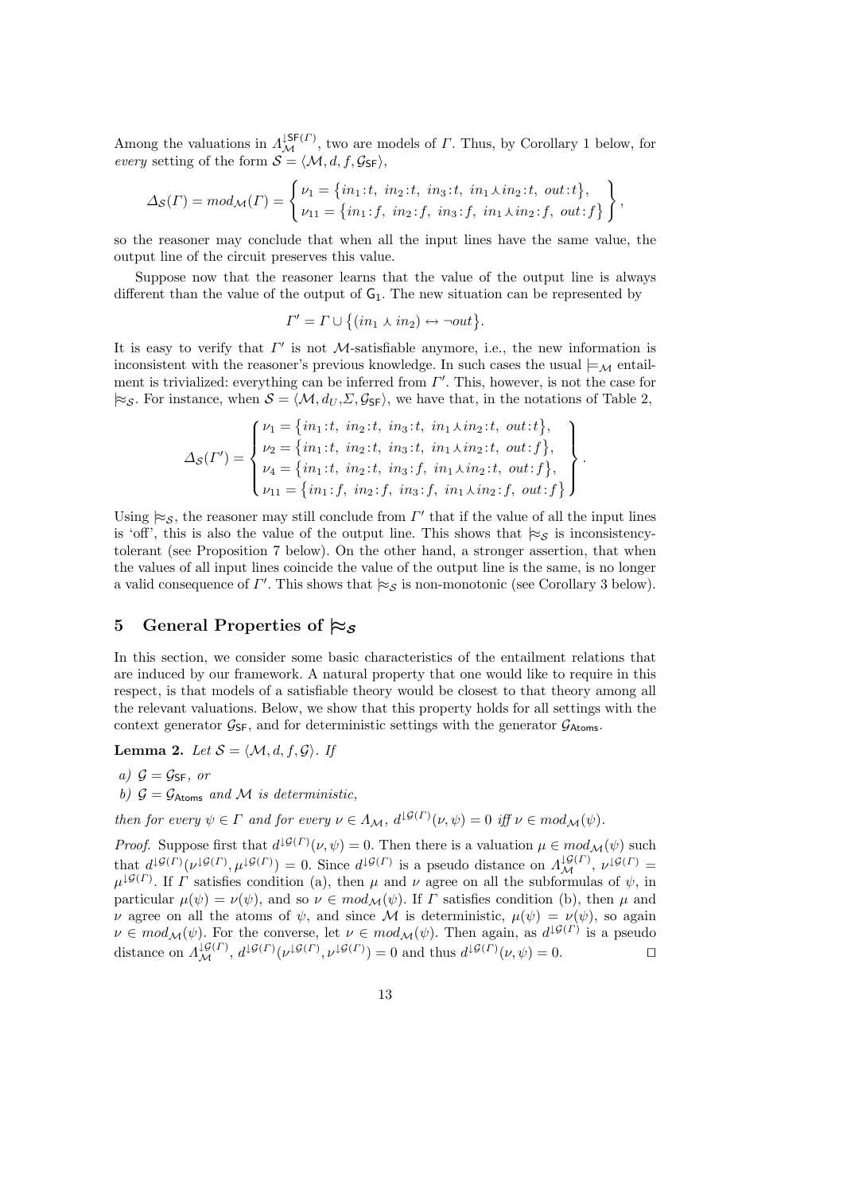Among the valuations in $\Lambda_{\mathcal{M}}^{\downarrow \mathsf{SF}(\Gamma)}$, two are models of $\Gamma$. Thus, by Corollary 1 below, for *every* setting of the form $\mathcal{S} = \langle \mathcal{M}, d, f, \mathcal{G}_{\mathsf{SF}} \rangle$,

$$\Delta_{\mathcal{S}}(\Gamma) = mod_{\mathcal{M}}(\Gamma) = \left\{ \begin{array}{l} \nu_1 = \{in_1\!:\!t,\ in_2\!:\!t,\ in_3\!:\!t,\ in_1 \curlywedge in_2\!:\!t,\ out\!:\!t\}, \\ \nu_{11} = \{in_1\!:\!f,\ in_2\!:\!f,\ in_3\!:\!f,\ in_1 \curlywedge in_2\!:\!f,\ out\!:\!f\} \end{array} \right\},$$

so the reasoner may conclude that when all the input lines have the same value, the output line of the circuit preserves this value.

Suppose now that the reasoner learns that the value of the output line is always different than the value of the output of $\mathsf{G}_1$. The new situation can be represented by

$$\Gamma' = \Gamma \cup \{(in_1 \curlywedge in_2) \leftrightarrow \neg out\}.$$

It is easy to verify that $\Gamma'$ is not $\mathcal{M}$-satisfiable anymore, i.e., the new information is inconsistent with the reasoner's previous knowledge. In such cases the usual $\models_{\mathcal{M}}$ entailment is trivialized: everything can be inferred from $\Gamma'$. This, however, is not the case for $\approx_{\mathcal{S}}$. For instance, when $\mathcal{S} = \langle \mathcal{M}, d_U, \Sigma, \mathcal{G}_{\mathsf{SF}} \rangle$, we have that, in the notations of Table 2,

$$\Delta_{\mathcal{S}}(\Gamma') = \left\{ \begin{array}{l} \nu_1 = \{in_1\!:\!t,\ in_2\!:\!t,\ in_3\!:\!t,\ in_1 \curlywedge in_2\!:\!t,\ out\!:\!t\}, \\ \nu_2 = \{in_1\!:\!t,\ in_2\!:\!t,\ in_3\!:\!t,\ in_1 \curlywedge in_2\!:\!t,\ out\!:\!f\}, \\ \nu_4 = \{in_1\!:\!t,\ in_2\!:\!t,\ in_3\!:\!f,\ in_1 \curlywedge in_2\!:\!t,\ out\!:\!f\}, \\ \nu_{11} = \{in_1\!:\!f,\ in_2\!:\!f,\ in_3\!:\!f,\ in_1 \curlywedge in_2\!:\!f,\ out\!:\!f\} \end{array} \right\}.$$

Using $\approx_{\mathcal{S}}$, the reasoner may still conclude from $\Gamma'$ that if the value of all the input lines is 'off', this is also the value of the output line. This shows that $\approx_{\mathcal{S}}$ is inconsistency-tolerant (see Proposition 7 below). On the other hand, a stronger assertion, that when the values of all input lines coincide the value of the output line is the same, is no longer a valid consequence of $\Gamma'$. This shows that $\approx_{\mathcal{S}}$ is non-monotonic (see Corollary 3 below).

## 5 General Properties of $\approx_{\mathcal{S}}$

In this section, we consider some basic characteristics of the entailment relations that are induced by our framework. A natural property that one would like to require in this respect, is that models of a satisfiable theory would be closest to that theory among all the relevant valuations. Below, we show that this property holds for all settings with the context generator $\mathcal{G}_{\mathsf{SF}}$, and for deterministic settings with the generator $\mathcal{G}_{\mathsf{Atoms}}$.

**Lemma 2.** *Let $\mathcal{S} = \langle \mathcal{M}, d, f, \mathcal{G} \rangle$. If*

*a) $\mathcal{G} = \mathcal{G}_{\mathsf{SF}}$, or*

*b) $\mathcal{G} = \mathcal{G}_{\mathsf{Atoms}}$ and $\mathcal{M}$ is deterministic,*

*then for every $\psi \in \Gamma$ and for every $\nu \in \Lambda_{\mathcal{M}}$, $d^{\downarrow \mathcal{G}(\Gamma)}(\nu, \psi) = 0$ iff $\nu \in mod_{\mathcal{M}}(\psi)$.*

*Proof.* Suppose first that $d^{\downarrow \mathcal{G}(\Gamma)}(\nu, \psi) = 0$. Then there is a valuation $\mu \in mod_{\mathcal{M}}(\psi)$ such that $d^{\downarrow \mathcal{G}(\Gamma)}(\nu^{\downarrow \mathcal{G}(\Gamma)}, \mu^{\downarrow \mathcal{G}(\Gamma)}) = 0$. Since $d^{\downarrow \mathcal{G}(\Gamma)}$ is a pseudo distance on $\Lambda_{\mathcal{M}}^{\downarrow \mathcal{G}(\Gamma)}$, $\nu^{\downarrow \mathcal{G}(\Gamma)} = \mu^{\downarrow \mathcal{G}(\Gamma)}$. If $\Gamma$ satisfies condition (a), then $\mu$ and $\nu$ agree on all the subformulas of $\psi$, in particular $\mu(\psi) = \nu(\psi)$, and so $\nu \in mod_{\mathcal{M}}(\psi)$. If $\Gamma$ satisfies condition (b), then $\mu$ and $\nu$ agree on all the atoms of $\psi$, and since $\mathcal{M}$ is deterministic, $\mu(\psi) = \nu(\psi)$, so again $\nu \in mod_{\mathcal{M}}(\psi)$. For the converse, let $\nu \in mod_{\mathcal{M}}(\psi)$. Then again, as $d^{\downarrow \mathcal{G}(\Gamma)}$ is a pseudo distance on $\Lambda_{\mathcal{M}}^{\downarrow \mathcal{G}(\Gamma)}$, $d^{\downarrow \mathcal{G}(\Gamma)}(\nu^{\downarrow \mathcal{G}(\Gamma)}, \nu^{\downarrow \mathcal{G}(\Gamma)}) = 0$ and thus $d^{\downarrow \mathcal{G}(\Gamma)}(\nu, \psi) = 0$. $\square$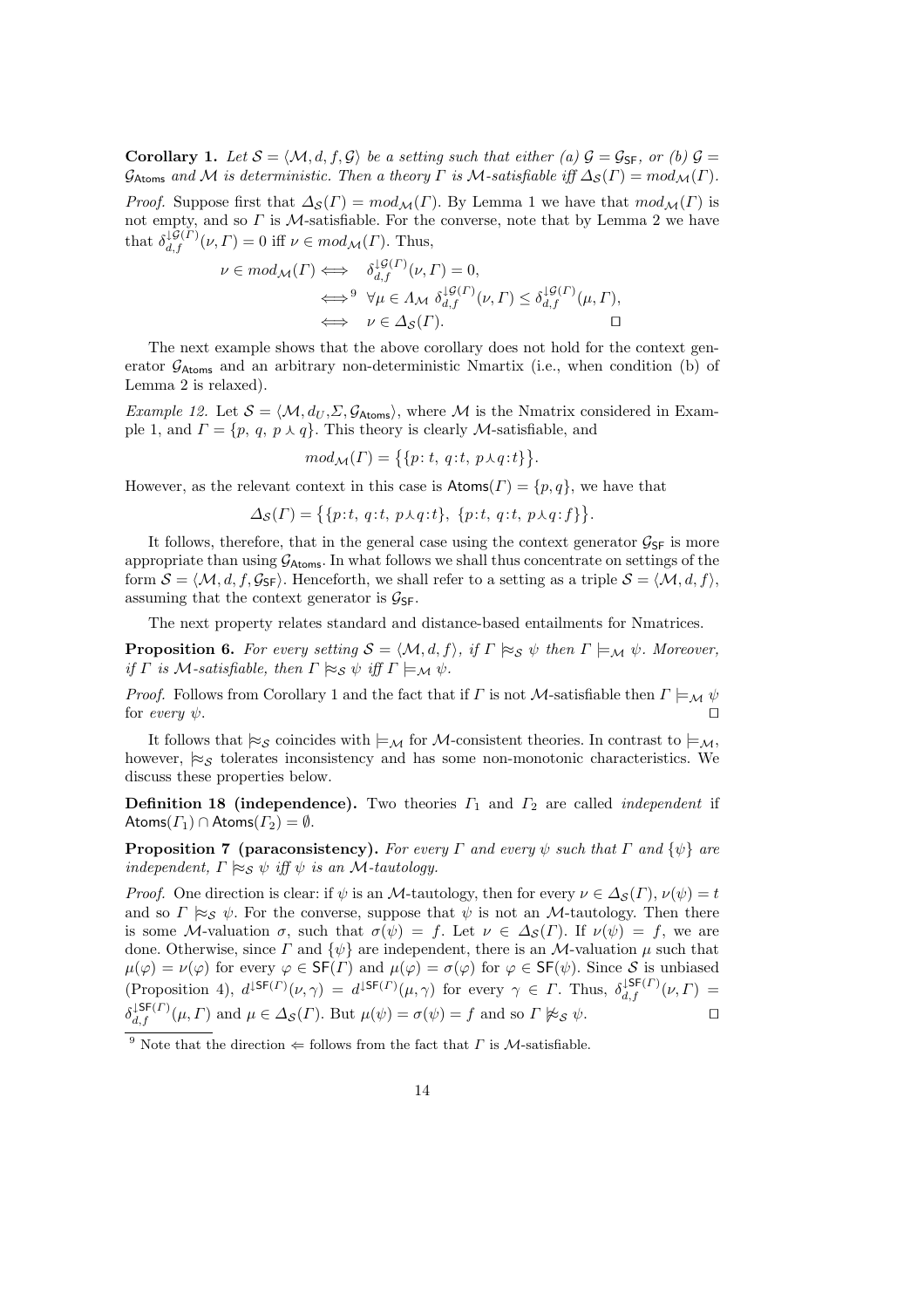**Corollary 1.** *Let $\mathcal{S} = \langle \mathcal{M}, d, f, \mathcal{G}\rangle$ be a setting such that either (a) $\mathcal{G} = \mathcal{G}_{\mathsf{SF}}$, or (b) $\mathcal{G} = \mathcal{G}_{\mathsf{Atoms}}$ and $\mathcal{M}$ is deterministic. Then a theory $\Gamma$ is $\mathcal{M}$-satisfiable iff $\Delta_{\mathcal{S}}(\Gamma) = mod_{\mathcal{M}}(\Gamma)$.*

*Proof.* Suppose first that $\Delta_{\mathcal{S}}(\Gamma) = mod_{\mathcal{M}}(\Gamma)$. By Lemma 1 we have that $mod_{\mathcal{M}}(\Gamma)$ is not empty, and so $\Gamma$ is $\mathcal{M}$-satisfiable. For the converse, note that by Lemma 2 we have that $\delta_{d,f}^{\downarrow \mathcal{G}(\Gamma)}(\nu, \Gamma) = 0$ iff $\nu \in mod_{\mathcal{M}}(\Gamma)$. Thus,

$$\begin{aligned}
\nu \in mod_{\mathcal{M}}(\Gamma) &\iff \delta_{d,f}^{\downarrow \mathcal{G}(\Gamma)}(\nu, \Gamma) = 0, \\
&\overset{9}{\iff} \forall \mu \in \Lambda_{\mathcal{M}}\ \delta_{d,f}^{\downarrow \mathcal{G}(\Gamma)}(\nu, \Gamma) \leq \delta_{d,f}^{\downarrow \mathcal{G}(\Gamma)}(\mu, \Gamma), \\
&\iff \nu \in \Delta_{\mathcal{S}}(\Gamma).
\end{aligned}$$

□

The next example shows that the above corollary does not hold for the context generator $\mathcal{G}_{\mathsf{Atoms}}$ and an arbitrary non-deterministic Nmartix (i.e., when condition (b) of Lemma 2 is relaxed).

*Example 12.* Let $\mathcal{S} = \langle \mathcal{M}, d_U, \Sigma, \mathcal{G}_{\mathsf{Atoms}}\rangle$, where $\mathcal{M}$ is the Nmatrix considered in Example 1, and $\Gamma = \{p,\ q,\ p \curlywedge q\}$. This theory is clearly $\mathcal{M}$-satisfiable, and

$$mod_{\mathcal{M}}(\Gamma) = \big\{\{p\colon t,\ q\colon t,\ p \curlywedge q\colon t\}\big\}.$$

However, as the relevant context in this case is $\mathsf{Atoms}(\Gamma) = \{p, q\}$, we have that

$$\Delta_{\mathcal{S}}(\Gamma) = \big\{\{p\colon t,\ q\colon t,\ p \curlywedge q\colon t\},\ \{p\colon t,\ q\colon t,\ p \curlywedge q\colon f\}\big\}.$$

It follows, therefore, that in the general case using the context generator $\mathcal{G}_{\mathsf{SF}}$ is more appropriate than using $\mathcal{G}_{\mathsf{Atoms}}$. In what follows we shall thus concentrate on settings of the form $\mathcal{S} = \langle \mathcal{M}, d, f, \mathcal{G}_{\mathsf{SF}}\rangle$. Henceforth, we shall refer to a setting as a triple $\mathcal{S} = \langle \mathcal{M}, d, f\rangle$, assuming that the context generator is $\mathcal{G}_{\mathsf{SF}}$.

The next property relates standard and distance-based entailments for Nmatrices.

**Proposition 6.** *For every setting $\mathcal{S} = \langle \mathcal{M}, d, f\rangle$, if $\Gamma \mathrel{|\!\!\approx}_{\mathcal{S}} \psi$ then $\Gamma \models_{\mathcal{M}} \psi$. Moreover, if $\Gamma$ is $\mathcal{M}$-satisfiable, then $\Gamma \mathrel{|\!\!\approx}_{\mathcal{S}} \psi$ iff $\Gamma \models_{\mathcal{M}} \psi$.*

*Proof.* Follows from Corollary 1 and the fact that if $\Gamma$ is not $\mathcal{M}$-satisfiable then $\Gamma \models_{\mathcal{M}} \psi$ for *every* $\psi$. □

It follows that $\mathrel{|\!\!\approx}_{\mathcal{S}}$ coincides with $\models_{\mathcal{M}}$ for $\mathcal{M}$-consistent theories. In contrast to $\models_{\mathcal{M}}$, however, $\mathrel{|\!\!\approx}_{\mathcal{S}}$ tolerates inconsistency and has some non-monotonic characteristics. We discuss these properties below.

**Definition 18 (independence).** Two theories $\Gamma_1$ and $\Gamma_2$ are called *independent* if $\mathsf{Atoms}(\Gamma_1) \cap \mathsf{Atoms}(\Gamma_2) = \emptyset$.

**Proposition 7 (paraconsistency).** *For every $\Gamma$ and every $\psi$ such that $\Gamma$ and $\{\psi\}$ are independent, $\Gamma \mathrel{|\!\!\approx}_{\mathcal{S}} \psi$ iff $\psi$ is an $\mathcal{M}$-tautology.*

*Proof.* One direction is clear: if $\psi$ is an $\mathcal{M}$-tautology, then for every $\nu \in \Delta_{\mathcal{S}}(\Gamma)$, $\nu(\psi) = t$ and so $\Gamma \mathrel{|\!\!\approx}_{\mathcal{S}} \psi$. For the converse, suppose that $\psi$ is not an $\mathcal{M}$-tautology. Then there is some $\mathcal{M}$-valuation $\sigma$, such that $\sigma(\psi) = f$. Let $\nu \in \Delta_{\mathcal{S}}(\Gamma)$. If $\nu(\psi) = f$, we are done. Otherwise, since $\Gamma$ and $\{\psi\}$ are independent, there is an $\mathcal{M}$-valuation $\mu$ such that $\mu(\varphi) = \nu(\varphi)$ for every $\varphi \in \mathsf{SF}(\Gamma)$ and $\mu(\varphi) = \sigma(\varphi)$ for $\varphi \in \mathsf{SF}(\psi)$. Since $\mathcal{S}$ is unbiased (Proposition 4), $d^{\downarrow \mathsf{SF}(\Gamma)}(\nu, \gamma) = d^{\downarrow \mathsf{SF}(\Gamma)}(\mu, \gamma)$ for every $\gamma \in \Gamma$. Thus, $\delta_{d,f}^{\downarrow \mathsf{SF}(\Gamma)}(\nu, \Gamma) = \delta_{d,f}^{\downarrow \mathsf{SF}(\Gamma)}(\mu, \Gamma)$ and $\mu \in \Delta_{\mathcal{S}}(\Gamma)$. But $\mu(\psi) = \sigma(\psi) = f$ and so $\Gamma \mathrel{|\!\!\not\approx}_{\mathcal{S}} \psi$. □

---

[9] Note that the direction $\Leftarrow$ follows from the fact that $\Gamma$ is $\mathcal{M}$-satisfiable.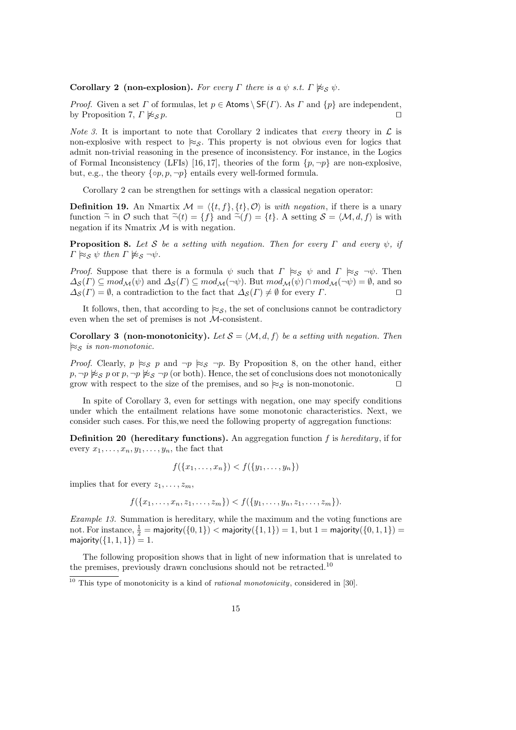**Corollary 2 (non-explosion).** *For every $\Gamma$ there is a $\psi$ s.t. $\Gamma \not\approx_{\mathcal{S}} \psi$.*

*Proof.* Given a set $\Gamma$ of formulas, let $p \in \mathsf{Atoms} \setminus \mathsf{SF}(\Gamma)$. As $\Gamma$ and $\{p\}$ are independent, by Proposition 7, $\Gamma \not\approx_{\mathcal{S}} p$. $\square$

*Note 3.* It is important to note that Corollary 2 indicates that *every* theory in $\mathcal{L}$ is non-explosive with respect to $\approx_{\mathcal{S}}$. This property is not obvious even for logics that admit non-trivial reasoning in the presence of inconsistency. For instance, in the Logics of Formal Inconsistency (LFIs) [16, 17], theories of the form $\{p, \neg p\}$ are non-explosive, but, e.g., the theory $\{\circ p, p, \neg p\}$ entails every well-formed formula.

Corollary 2 can be strengthen for settings with a classical negation operator:

**Definition 19.** An Nmartix $\mathcal{M} = \langle \{t, f\}, \{t\}, \mathcal{O} \rangle$ is *with negation*, if there is a unary function $\tilde{\neg}$ in $\mathcal{O}$ such that $\tilde{\neg}(t) = \{f\}$ and $\tilde{\neg}(f) = \{t\}$. A setting $\mathcal{S} = \langle \mathcal{M}, d, f \rangle$ is with negation if its Nmatrix $\mathcal{M}$ is with negation.

**Proposition 8.** *Let $\mathcal{S}$ be a setting with negation. Then for every $\Gamma$ and every $\psi$, if $\Gamma \approx_{\mathcal{S}} \psi$ then $\Gamma \not\approx_{\mathcal{S}} \neg\psi$.*

*Proof.* Suppose that there is a formula $\psi$ such that $\Gamma \approx_{\mathcal{S}} \psi$ and $\Gamma \approx_{\mathcal{S}} \neg\psi$. Then $\Delta_{\mathcal{S}}(\Gamma) \subseteq mod_{\mathcal{M}}(\psi)$ and $\Delta_{\mathcal{S}}(\Gamma) \subseteq mod_{\mathcal{M}}(\neg\psi)$. But $mod_{\mathcal{M}}(\psi) \cap mod_{\mathcal{M}}(\neg\psi) = \emptyset$, and so $\Delta_{\mathcal{S}}(\Gamma) = \emptyset$, a contradiction to the fact that $\Delta_{\mathcal{S}}(\Gamma) \neq \emptyset$ for every $\Gamma$. $\square$

It follows, then, that according to $\approx_{\mathcal{S}}$, the set of conclusions cannot be contradictory even when the set of premises is not $\mathcal{M}$-consistent.

**Corollary 3 (non-monotonicity).** *Let $\mathcal{S} = \langle \mathcal{M}, d, f \rangle$ be a setting with negation. Then $\approx_{\mathcal{S}}$ is non-monotonic.*

*Proof.* Clearly, $p \approx_{\mathcal{S}} p$ and $\neg p \approx_{\mathcal{S}} \neg p$. By Proposition 8, on the other hand, either $p, \neg p \not\approx_{\mathcal{S}} p$ or $p, \neg p \not\approx_{\mathcal{S}} \neg p$ (or both). Hence, the set of conclusions does not monotonically grow with respect to the size of the premises, and so $\approx_{\mathcal{S}}$ is non-monotonic. $\square$

In spite of Corollary 3, even for settings with negation, one may specify conditions under which the entailment relations have some monotonic characteristics. Next, we consider such cases. For this,we need the following property of aggregation functions:

**Definition 20 (hereditary functions).** An aggregation function $f$ is *hereditary*, if for every $x_1, \ldots, x_n, y_1, \ldots, y_n$, the fact that

$$f(\{x_1, \ldots, x_n\}) < f(\{y_1, \ldots, y_n\})$$

implies that for every $z_1, \ldots, z_m$,

$$f(\{x_1, \ldots, x_n, z_1, \ldots, z_m\}) < f(\{y_1, \ldots, y_n, z_1, \ldots, z_m\}).$$

*Example 13.* Summation is hereditary, while the maximum and the voting functions are not. For instance, $\frac{1}{2} = \mathsf{majority}(\{0, 1\}) < \mathsf{majority}(\{1, 1\}) = 1$, but $1 = \mathsf{majority}(\{0, 1, 1\}) = \mathsf{majority}(\{1, 1, 1\}) = 1$.

The following proposition shows that in light of new information that is unrelated to the premises, previously drawn conclusions should not be retracted.[10]

[10] This type of monotonicity is a kind of *rational monotonicity*, considered in [30].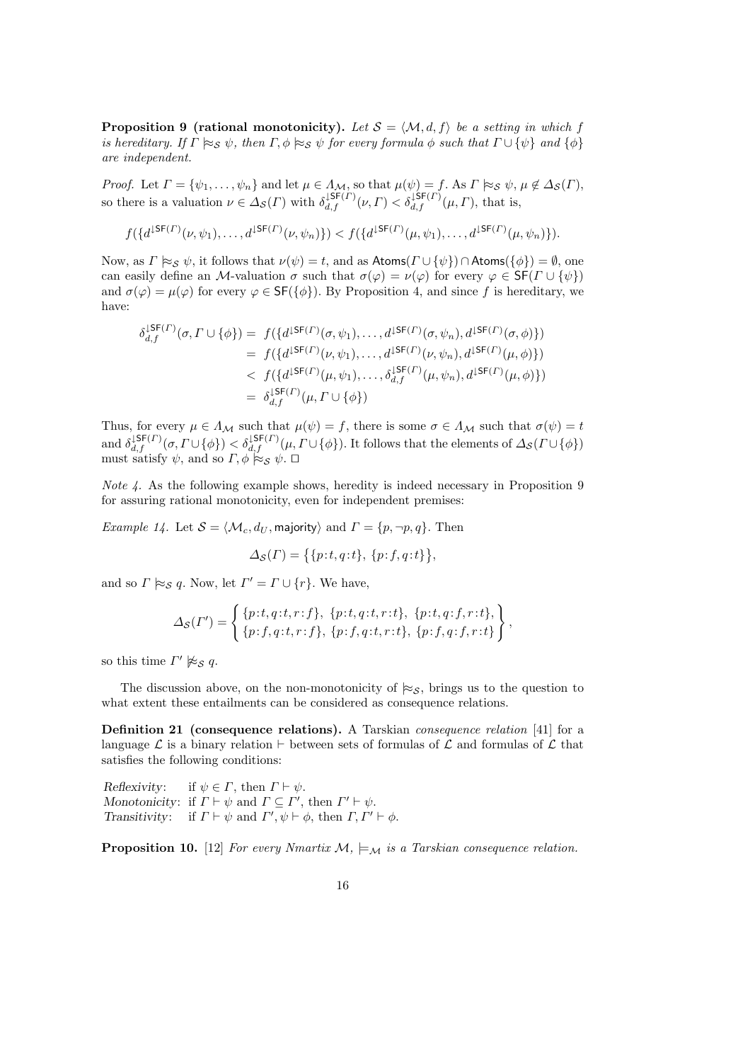**Proposition 9 (rational monotonicity).** *Let $\mathcal{S} = \langle \mathcal{M}, d, f \rangle$ be a setting in which $f$ is hereditary. If $\Gamma \approx_{\mathcal{S}} \psi$, then $\Gamma, \phi \approx_{\mathcal{S}} \psi$ for every formula $\phi$ such that $\Gamma \cup \{\psi\}$ and $\{\phi\}$ are independent.*

*Proof.* Let $\Gamma = \{\psi_1, \ldots, \psi_n\}$ and let $\mu \in \Lambda_{\mathcal{M}}$, so that $\mu(\psi) = f$. As $\Gamma \approx_{\mathcal{S}} \psi$, $\mu \notin \Delta_{\mathcal{S}}(\Gamma)$, so there is a valuation $\nu \in \Delta_{\mathcal{S}}(\Gamma)$ with $\delta_{d,f}^{\downarrow \mathsf{SF}(\Gamma)}(\nu, \Gamma) < \delta_{d,f}^{\downarrow \mathsf{SF}(\Gamma)}(\mu, \Gamma)$, that is,

$$f(\{d^{\downarrow \mathsf{SF}(\Gamma)}(\nu, \psi_1), \ldots, d^{\downarrow \mathsf{SF}(\Gamma)}(\nu, \psi_n)\}) < f(\{d^{\downarrow \mathsf{SF}(\Gamma)}(\mu, \psi_1), \ldots, d^{\downarrow \mathsf{SF}(\Gamma)}(\mu, \psi_n)\}).$$

Now, as $\Gamma \approx_{\mathcal{S}} \psi$, it follows that $\nu(\psi) = t$, and as $\mathsf{Atoms}(\Gamma \cup \{\psi\}) \cap \mathsf{Atoms}(\{\phi\}) = \emptyset$, one can easily define an $\mathcal{M}$-valuation $\sigma$ such that $\sigma(\varphi) = \nu(\varphi)$ for every $\varphi \in \mathsf{SF}(\Gamma \cup \{\psi\})$ and $\sigma(\varphi) = \mu(\varphi)$ for every $\varphi \in \mathsf{SF}(\{\phi\})$. By Proposition 4, and since $f$ is hereditary, we have:

$$\begin{aligned}
\delta_{d,f}^{\downarrow \mathsf{SF}(\Gamma)}(\sigma, \Gamma \cup \{\phi\}) &= f(\{d^{\downarrow \mathsf{SF}(\Gamma)}(\sigma, \psi_1), \ldots, d^{\downarrow \mathsf{SF}(\Gamma)}(\sigma, \psi_n), d^{\downarrow \mathsf{SF}(\Gamma)}(\sigma, \phi)\}) \\
&= f(\{d^{\downarrow \mathsf{SF}(\Gamma)}(\nu, \psi_1), \ldots, d^{\downarrow \mathsf{SF}(\Gamma)}(\nu, \psi_n), d^{\downarrow \mathsf{SF}(\Gamma)}(\mu, \phi)\}) \\
&< f(\{d^{\downarrow \mathsf{SF}(\Gamma)}(\mu, \psi_1), \ldots, \delta_{d,f}^{\downarrow \mathsf{SF}(\Gamma)}(\mu, \psi_n), d^{\downarrow \mathsf{SF}(\Gamma)}(\mu, \phi)\}) \\
&= \delta_{d,f}^{\downarrow \mathsf{SF}(\Gamma)}(\mu, \Gamma \cup \{\phi\})
\end{aligned}$$

Thus, for every $\mu \in \Lambda_{\mathcal{M}}$ such that $\mu(\psi) = f$, there is some $\sigma \in \Lambda_{\mathcal{M}}$ such that $\sigma(\psi) = t$ and $\delta_{d,f}^{\downarrow \mathsf{SF}(\Gamma)}(\sigma, \Gamma \cup \{\phi\}) < \delta_{d,f}^{\downarrow \mathsf{SF}(\Gamma)}(\mu, \Gamma \cup \{\phi\})$. It follows that the elements of $\Delta_{\mathcal{S}}(\Gamma \cup \{\phi\})$ must satisfy $\psi$, and so $\Gamma, \phi \approx_{\mathcal{S}} \psi$. □

*Note 4.* As the following example shows, heredity is indeed necessary in Proposition 9 for assuring rational monotonicity, even for independent premises:

*Example 14.* Let $\mathcal{S} = \langle \mathcal{M}_c, d_U, \mathsf{majority} \rangle$ and $\Gamma = \{p, \neg p, q\}$. Then

$$\Delta_{\mathcal{S}}(\Gamma) = \big\{\{p\!:\!t, q\!:\!t\},\ \{p\!:\!f, q\!:\!t\}\big\},$$

and so $\Gamma \approx_{\mathcal{S}} q$. Now, let $\Gamma' = \Gamma \cup \{r\}$. We have,

$$\Delta_{\mathcal{S}}(\Gamma') = \left\{ \begin{array}{l} \{p\!:\!t, q\!:\!t, r\!:\!f\},\ \{p\!:\!t, q\!:\!t, r\!:\!t\},\ \{p\!:\!t, q\!:\!f, r\!:\!t\}, \\ \{p\!:\!f, q\!:\!t, r\!:\!f\},\ \{p\!:\!f, q\!:\!t, r\!:\!t\},\ \{p\!:\!f, q\!:\!f, r\!:\!t\} \end{array} \right\},$$

so this time $\Gamma' \not\approx_{\mathcal{S}} q$.

The discussion above, on the non-monotonicity of $\approx_{\mathcal{S}}$, brings us to the question to what extent these entailments can be considered as consequence relations.

**Definition 21 (consequence relations).** A Tarskian *consequence relation* [41] for a language $\mathcal{L}$ is a binary relation $\vdash$ between sets of formulas of $\mathcal{L}$ and formulas of $\mathcal{L}$ that satisfies the following conditions:

*Reflexivity*: if $\psi \in \Gamma$, then $\Gamma \vdash \psi$.
*Monotonicity*: if $\Gamma \vdash \psi$ and $\Gamma \subseteq \Gamma'$, then $\Gamma' \vdash \psi$.
*Transitivity*: if $\Gamma \vdash \psi$ and $\Gamma', \psi \vdash \phi$, then $\Gamma, \Gamma' \vdash \phi$.

**Proposition 10.** [12] *For every Nmartix $\mathcal{M}$, $\models_{\mathcal{M}}$ is a Tarskian consequence relation.*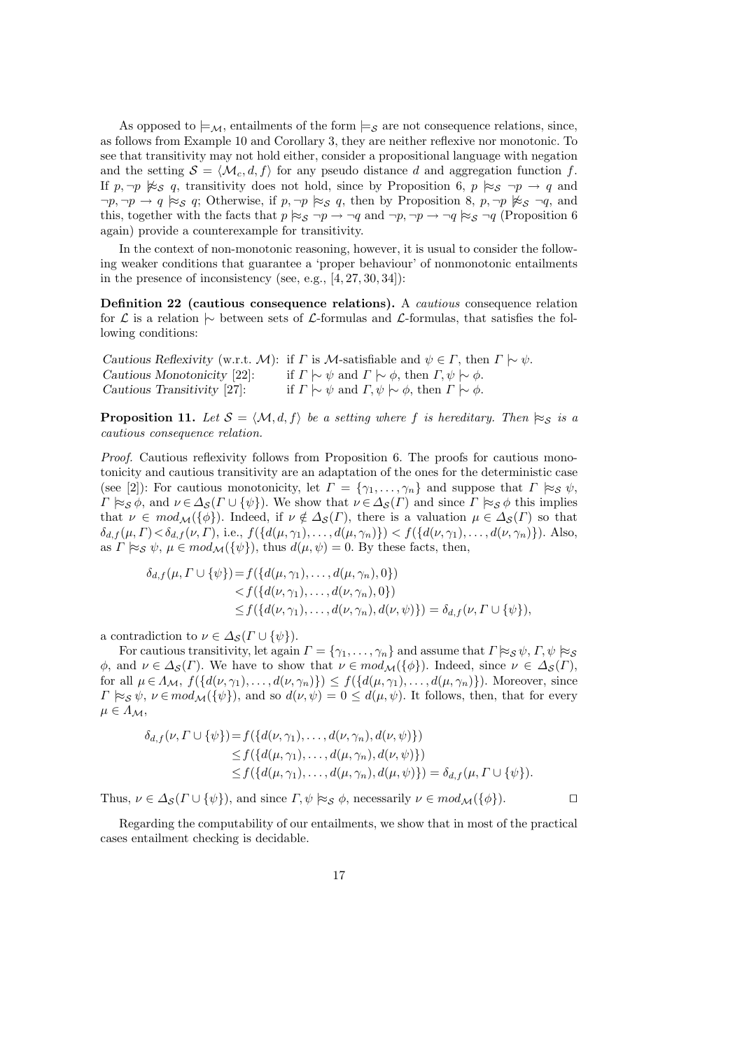As opposed to $\models_{\mathcal{M}}$, entailments of the form $\models_{\mathcal{S}}$ are not consequence relations, since, as follows from Example 10 and Corollary 3, they are neither reflexive nor monotonic. To see that transitivity may not hold either, consider a propositional language with negation and the setting $\mathcal{S} = \langle \mathcal{M}_c, d, f \rangle$ for any pseudo distance $d$ and aggregation function $f$. If $p, \neg p \not\approx_{\mathcal{S}} q$, transitivity does not hold, since by Proposition 6, $p \approx_{\mathcal{S}} \neg p \to q$ and $\neg p, \neg p \to q \approx_{\mathcal{S}} q$; Otherwise, if $p, \neg p \approx_{\mathcal{S}} q$, then by Proposition 8, $p, \neg p \not\approx_{\mathcal{S}} \neg q$, and this, together with the facts that $p \approx_{\mathcal{S}} \neg p \to \neg q$ and $\neg p, \neg p \to \neg q \approx_{\mathcal{S}} \neg q$ (Proposition 6 again) provide a counterexample for transitivity.

In the context of non-monotonic reasoning, however, it is usual to consider the following weaker conditions that guarantee a 'proper behaviour' of nonmonotonic entailments in the presence of inconsistency (see, e.g., [4, 27, 30, 34]):

**Definition 22 (cautious consequence relations).** A *cautious* consequence relation for $\mathcal{L}$ is a relation $\mid\sim$ between sets of $\mathcal{L}$-formulas and $\mathcal{L}$-formulas, that satisfies the following conditions:

*Cautious Reflexivity* (w.r.t. $\mathcal{M}$): if $\Gamma$ is $\mathcal{M}$-satisfiable and $\psi \in \Gamma$, then $\Gamma \mid\sim \psi$.
*Cautious Monotonicity* [22]: if $\Gamma \mid\sim \psi$ and $\Gamma \mid\sim \phi$, then $\Gamma, \psi \mid\sim \phi$.
*Cautious Transitivity* [27]: if $\Gamma \mid\sim \psi$ and $\Gamma, \psi \mid\sim \phi$, then $\Gamma \mid\sim \phi$.

**Proposition 11.** *Let $\mathcal{S} = \langle \mathcal{M}, d, f \rangle$ be a setting where $f$ is hereditary. Then $\approx_{\mathcal{S}}$ is a cautious consequence relation.*

*Proof.* Cautious reflexivity follows from Proposition 6. The proofs for cautious monotonicity and cautious transitivity are an adaptation of the ones for the deterministic case (see [2]): For cautious monotonicity, let $\Gamma = \{\gamma_1, \ldots, \gamma_n\}$ and suppose that $\Gamma \approx_{\mathcal{S}} \psi$, $\Gamma \approx_{\mathcal{S}} \phi$, and $\nu \in \Delta_{\mathcal{S}}(\Gamma \cup \{\psi\})$. We show that $\nu \in \Delta_{\mathcal{S}}(\Gamma)$ and since $\Gamma \approx_{\mathcal{S}} \phi$ this implies that $\nu \in mod_{\mathcal{M}}(\{\phi\})$. Indeed, if $\nu \notin \Delta_{\mathcal{S}}(\Gamma)$, there is a valuation $\mu \in \Delta_{\mathcal{S}}(\Gamma)$ so that $\delta_{d,f}(\mu, \Gamma) < \delta_{d,f}(\nu, \Gamma)$, i.e., $f(\{d(\mu, \gamma_1), \ldots, d(\mu, \gamma_n)\}) < f(\{d(\nu, \gamma_1), \ldots, d(\nu, \gamma_n)\})$. Also, as $\Gamma \approx_{\mathcal{S}} \psi$, $\mu \in mod_{\mathcal{M}}(\{\psi\})$, thus $d(\mu, \psi) = 0$. By these facts, then,

$$
\begin{aligned}
\delta_{d,f}(\mu, \Gamma \cup \{\psi\}) &= f(\{d(\mu, \gamma_1), \ldots, d(\mu, \gamma_n), 0\}) \\
&< f(\{d(\nu, \gamma_1), \ldots, d(\nu, \gamma_n), 0\}) \\
&\leq f(\{d(\nu, \gamma_1), \ldots, d(\nu, \gamma_n), d(\nu, \psi)\}) = \delta_{d,f}(\nu, \Gamma \cup \{\psi\}),
\end{aligned}
$$

a contradiction to $\nu \in \Delta_{\mathcal{S}}(\Gamma \cup \{\psi\})$.

For cautious transitivity, let again $\Gamma = \{\gamma_1, \ldots, \gamma_n\}$ and assume that $\Gamma \approx_{\mathcal{S}} \psi$, $\Gamma, \psi \approx_{\mathcal{S}} \phi$, and $\nu \in \Delta_{\mathcal{S}}(\Gamma)$. We have to show that $\nu \in mod_{\mathcal{M}}(\{\phi\})$. Indeed, since $\nu \in \Delta_{\mathcal{S}}(\Gamma)$, for all $\mu \in \Lambda_{\mathcal{M}}$, $f(\{d(\nu, \gamma_1), \ldots, d(\nu, \gamma_n)\}) \leq f(\{d(\mu, \gamma_1), \ldots, d(\mu, \gamma_n)\})$. Moreover, since $\Gamma \approx_{\mathcal{S}} \psi$, $\nu \in mod_{\mathcal{M}}(\{\psi\})$, and so $d(\nu, \psi) = 0 \leq d(\mu, \psi)$. It follows, then, that for every $\mu \in \Lambda_{\mathcal{M}}$,

$$
\begin{aligned}
\delta_{d,f}(\nu, \Gamma \cup \{\psi\}) &= f(\{d(\nu, \gamma_1), \ldots, d(\nu, \gamma_n), d(\nu, \psi)\}) \\
&\leq f(\{d(\mu, \gamma_1), \ldots, d(\mu, \gamma_n), d(\nu, \psi)\}) \\
&\leq f(\{d(\mu, \gamma_1), \ldots, d(\mu, \gamma_n), d(\mu, \psi)\}) = \delta_{d,f}(\mu, \Gamma \cup \{\psi\}).
\end{aligned}
$$

Thus, $\nu \in \Delta_{\mathcal{S}}(\Gamma \cup \{\psi\})$, and since $\Gamma, \psi \approx_{\mathcal{S}} \phi$, necessarily $\nu \in mod_{\mathcal{M}}(\{\phi\})$. $\square$

Regarding the computability of our entailments, we show that in most of the practical cases entailment checking is decidable.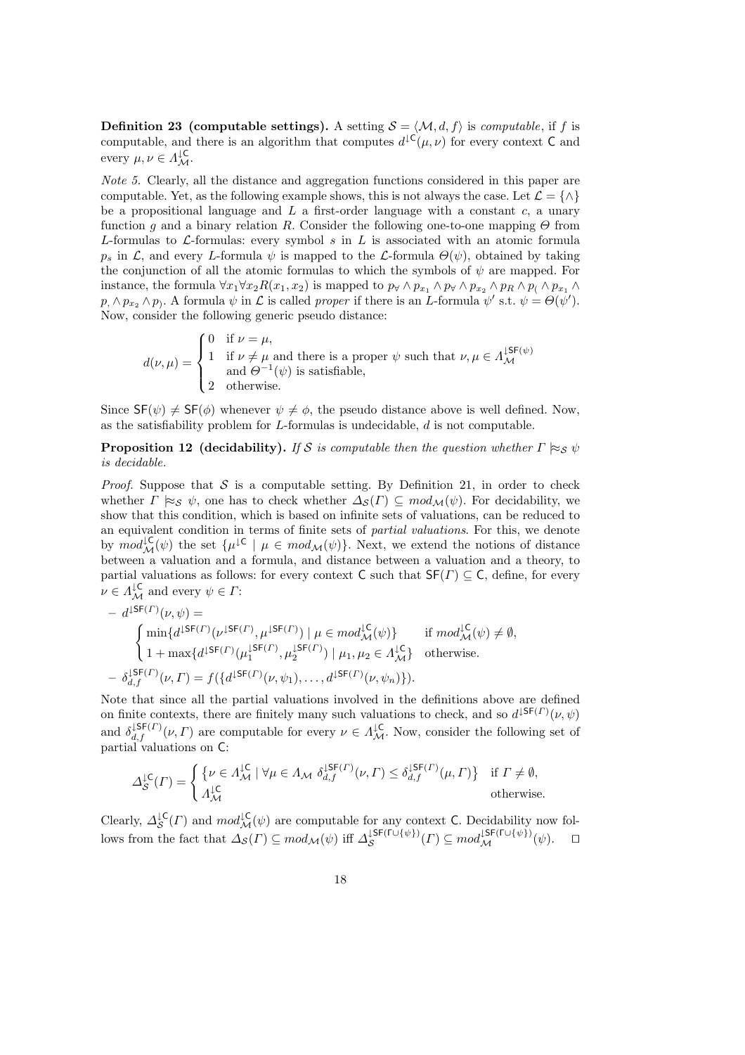**Definition 23 (computable settings).** A setting $\mathcal{S} = \langle \mathcal{M}, d, f \rangle$ is *computable*, if $f$ is computable, and there is an algorithm that computes $d^{\downarrow \mathsf{C}}(\mu, \nu)$ for every context $\mathsf{C}$ and every $\mu, \nu \in \Lambda^{\downarrow \mathsf{C}}_{\mathcal{M}}$.

*Note 5.* Clearly, all the distance and aggregation functions considered in this paper are computable. Yet, as the following example shows, this is not always the case. Let $\mathcal{L} = \{\wedge\}$ be a propositional language and $L$ a first-order language with a constant $c$, a unary function $g$ and a binary relation $R$. Consider the following one-to-one mapping $\Theta$ from $L$-formulas to $\mathcal{L}$-formulas: every symbol $s$ in $L$ is associated with an atomic formula $p_s$ in $\mathcal{L}$, and every $L$-formula $\psi$ is mapped to the $\mathcal{L}$-formula $\Theta(\psi)$, obtained by taking the conjunction of all the atomic formulas to which the symbols of $\psi$ are mapped. For instance, the formula $\forall x_1 \forall x_2 R(x_1, x_2)$ is mapped to $p_\forall \wedge p_{x_1} \wedge p_\forall \wedge p_{x_2} \wedge p_R \wedge p_( \wedge p_{x_1} \wedge p_, \wedge p_{x_2} \wedge p_)$. A formula $\psi$ in $\mathcal{L}$ is called *proper* if there is an $L$-formula $\psi'$ s.t. $\psi = \Theta(\psi')$. Now, consider the following generic pseudo distance:

$$d(\nu, \mu) = \begin{cases} 0 & \text{if } \nu = \mu, \\ 1 & \text{if } \nu \neq \mu \text{ and there is a proper } \psi \text{ such that } \nu, \mu \in \Lambda^{\downarrow \mathsf{SF}(\psi)}_{\mathcal{M}} \\ & \text{and } \Theta^{-1}(\psi) \text{ is satisfiable,} \\ 2 & \text{otherwise.} \end{cases}$$

Since $\mathsf{SF}(\psi) \neq \mathsf{SF}(\phi)$ whenever $\psi \neq \phi$, the pseudo distance above is well defined. Now, as the satisfiability problem for $L$-formulas is undecidable, $d$ is not computable.

**Proposition 12 (decidability).** *If $\mathcal{S}$ is computable then the question whether $\Gamma \approx_{\mathcal{S}} \psi$ is decidable.*

*Proof.* Suppose that $\mathcal{S}$ is a computable setting. By Definition 21, in order to check whether $\Gamma \approx_{\mathcal{S}} \psi$, one has to check whether $\Delta_{\mathcal{S}}(\Gamma) \subseteq mod_{\mathcal{M}}(\psi)$. For decidability, we show that this condition, which is based on infinite sets of valuations, can be reduced to an equivalent condition in terms of finite sets of *partial valuations*. For this, we denote by $mod^{\downarrow \mathsf{C}}_{\mathcal{M}}(\psi)$ the set $\{\mu^{\downarrow \mathsf{C}} \mid \mu \in mod_{\mathcal{M}}(\psi)\}$. Next, we extend the notions of distance between a valuation and a formula, and distance between a valuation and a theory, to partial valuations as follows: for every context $\mathsf{C}$ such that $\mathsf{SF}(\Gamma) \subseteq \mathsf{C}$, define, for every $\nu \in \Lambda^{\downarrow \mathsf{C}}_{\mathcal{M}}$ and every $\psi \in \Gamma$:

- $d^{\downarrow \mathsf{SF}(\Gamma)}(\nu, \psi) =$
$$\begin{cases} \min\{d^{\downarrow \mathsf{SF}(\Gamma)}(\nu^{\downarrow \mathsf{SF}(\Gamma)}, \mu^{\downarrow \mathsf{SF}(\Gamma)}) \mid \mu \in mod^{\downarrow \mathsf{C}}_{\mathcal{M}}(\psi)\} & \text{if } mod^{\downarrow \mathsf{C}}_{\mathcal{M}}(\psi) \neq \emptyset, \\ 1 + \max\{d^{\downarrow \mathsf{SF}(\Gamma)}(\mu_1^{\downarrow \mathsf{SF}(\Gamma)}, \mu_2^{\downarrow \mathsf{SF}(\Gamma)}) \mid \mu_1, \mu_2 \in \Lambda^{\downarrow \mathsf{C}}_{\mathcal{M}}\} & \text{otherwise.} \end{cases}$$
- $\delta^{\downarrow \mathsf{SF}(\Gamma)}_{d,f}(\nu, \Gamma) = f(\{d^{\downarrow \mathsf{SF}(\Gamma)}(\nu, \psi_1), \ldots, d^{\downarrow \mathsf{SF}(\Gamma)}(\nu, \psi_n)\})$.

Note that since all the partial valuations involved in the definitions above are defined on finite contexts, there are finitely many such valuations to check, and so $d^{\downarrow \mathsf{SF}(\Gamma)}(\nu, \psi)$ and $\delta^{\downarrow \mathsf{SF}(\Gamma)}_{d,f}(\nu, \Gamma)$ are computable for every $\nu \in \Lambda^{\downarrow \mathsf{C}}_{\mathcal{M}}$. Now, consider the following set of partial valuations on $\mathsf{C}$:

$$\Delta^{\downarrow \mathsf{C}}_{\mathcal{S}}(\Gamma) = \begin{cases} \left\{\nu \in \Lambda^{\downarrow \mathsf{C}}_{\mathcal{M}} \mid \forall \mu \in \Lambda_{\mathcal{M}} \; \delta^{\downarrow \mathsf{SF}(\Gamma)}_{d,f}(\nu, \Gamma) \leq \delta^{\downarrow \mathsf{SF}(\Gamma)}_{d,f}(\mu, \Gamma)\right\} & \text{if } \Gamma \neq \emptyset, \\ \Lambda^{\downarrow \mathsf{C}}_{\mathcal{M}} & \text{otherwise.} \end{cases}$$

Clearly, $\Delta^{\downarrow \mathsf{C}}_{\mathcal{S}}(\Gamma)$ and $mod^{\downarrow \mathsf{C}}_{\mathcal{M}}(\psi)$ are computable for any context $\mathsf{C}$. Decidability now follows from the fact that $\Delta_{\mathcal{S}}(\Gamma) \subseteq mod_{\mathcal{M}}(\psi)$ iff $\Delta^{\downarrow \mathsf{SF}(\Gamma \cup \{\psi\})}_{\mathcal{S}}(\Gamma) \subseteq mod^{\downarrow \mathsf{SF}(\Gamma \cup \{\psi\})}_{\mathcal{M}}(\psi)$. $\square$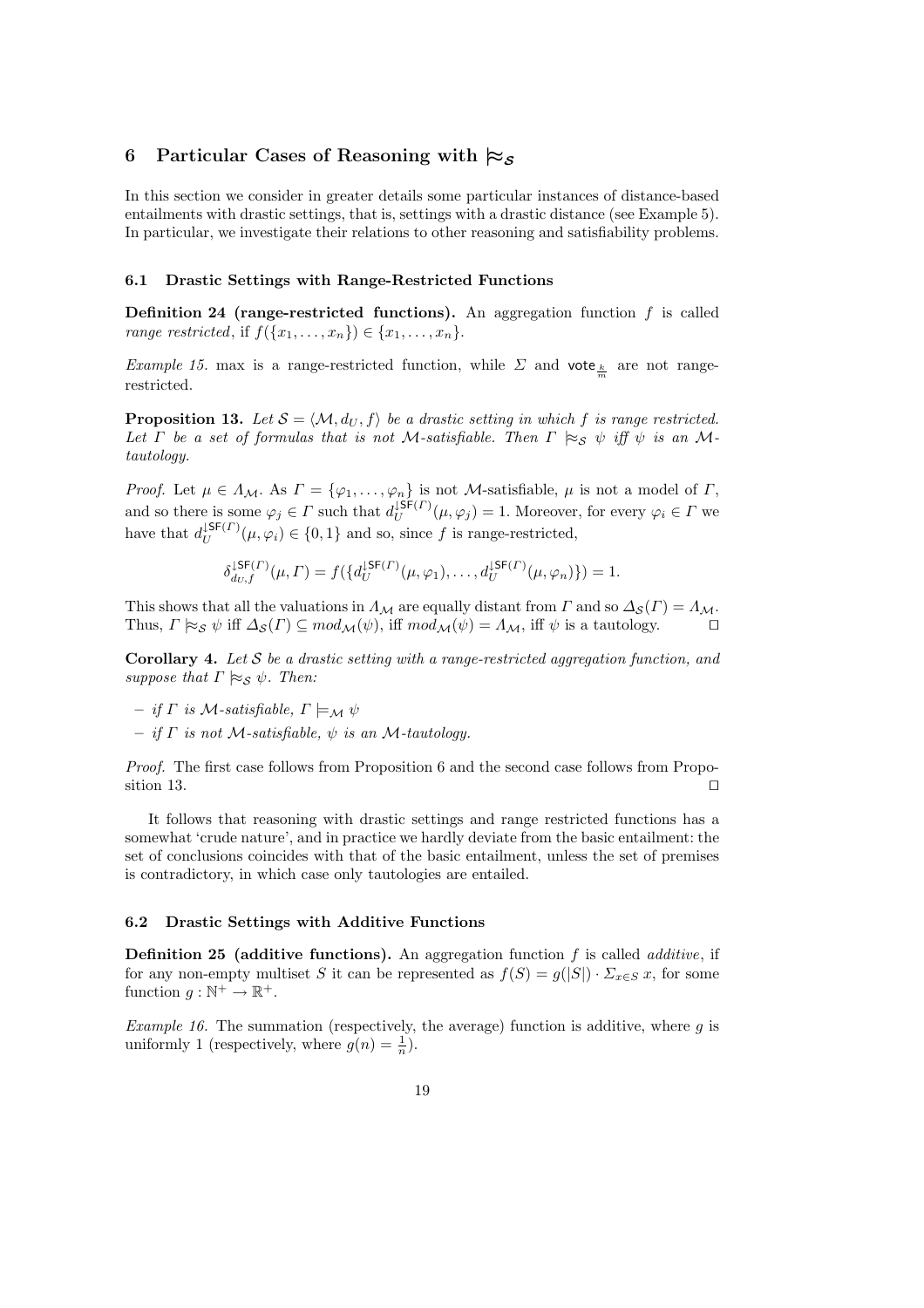## 6 Particular Cases of Reasoning with $\approx_{\mathcal{S}}$

In this section we consider in greater details some particular instances of distance-based entailments with drastic settings, that is, settings with a drastic distance (see Example 5). In particular, we investigate their relations to other reasoning and satisfiability problems.

### 6.1 Drastic Settings with Range-Restricted Functions

**Definition 24 (range-restricted functions).** An aggregation function $f$ is called *range restricted*, if $f(\{x_1, \ldots, x_n\}) \in \{x_1, \ldots, x_n\}$.

*Example 15.* max is a range-restricted function, while $\Sigma$ and $\mathsf{vote}_{\frac{k}{m}}$ are not range-restricted.

**Proposition 13.** *Let $\mathcal{S} = \langle \mathcal{M}, d_U, f\rangle$ be a drastic setting in which $f$ is range restricted. Let $\Gamma$ be a set of formulas that is not $\mathcal{M}$-satisfiable. Then $\Gamma \approx_{\mathcal{S}} \psi$ iff $\psi$ is an $\mathcal{M}$-tautology.*

*Proof.* Let $\mu \in \Lambda_{\mathcal{M}}$. As $\Gamma = \{\varphi_1, \ldots, \varphi_n\}$ is not $\mathcal{M}$-satisfiable, $\mu$ is not a model of $\Gamma$, and so there is some $\varphi_j \in \Gamma$ such that $d_U^{\downarrow \mathsf{SF}(\Gamma)}(\mu, \varphi_j) = 1$. Moreover, for every $\varphi_i \in \Gamma$ we have that $d_U^{\downarrow \mathsf{SF}(\Gamma)}(\mu, \varphi_i) \in \{0, 1\}$ and so, since $f$ is range-restricted,

$$\delta_{d_U, f}^{\downarrow \mathsf{SF}(\Gamma)}(\mu, \Gamma) = f(\{d_U^{\downarrow \mathsf{SF}(\Gamma)}(\mu, \varphi_1), \ldots, d_U^{\downarrow \mathsf{SF}(\Gamma)}(\mu, \varphi_n)\}) = 1.$$

This shows that all the valuations in $\Lambda_{\mathcal{M}}$ are equally distant from $\Gamma$ and so $\Delta_{\mathcal{S}}(\Gamma) = \Lambda_{\mathcal{M}}$. Thus, $\Gamma \approx_{\mathcal{S}} \psi$ iff $\Delta_{\mathcal{S}}(\Gamma) \subseteq mod_{\mathcal{M}}(\psi)$, iff $mod_{\mathcal{M}}(\psi) = \Lambda_{\mathcal{M}}$, iff $\psi$ is a tautology. ◻

**Corollary 4.** *Let $\mathcal{S}$ be a drastic setting with a range-restricted aggregation function, and suppose that $\Gamma \approx_{\mathcal{S}} \psi$. Then:*

- *if $\Gamma$ is $\mathcal{M}$-satisfiable, $\Gamma \models_{\mathcal{M}} \psi$*
- *if $\Gamma$ is not $\mathcal{M}$-satisfiable, $\psi$ is an $\mathcal{M}$-tautology.*

*Proof.* The first case follows from Proposition 6 and the second case follows from Proposition 13. ◻

It follows that reasoning with drastic settings and range restricted functions has a somewhat 'crude nature', and in practice we hardly deviate from the basic entailment: the set of conclusions coincides with that of the basic entailment, unless the set of premises is contradictory, in which case only tautologies are entailed.

### 6.2 Drastic Settings with Additive Functions

**Definition 25 (additive functions).** An aggregation function $f$ is called *additive*, if for any non-empty multiset $S$ it can be represented as $f(S) = g(|S|) \cdot \Sigma_{x \in S}\, x$, for some function $g : \mathbb{N}^+ \to \mathbb{R}^+$.

*Example 16.* The summation (respectively, the average) function is additive, where $g$ is uniformly 1 (respectively, where $g(n) = \frac{1}{n}$).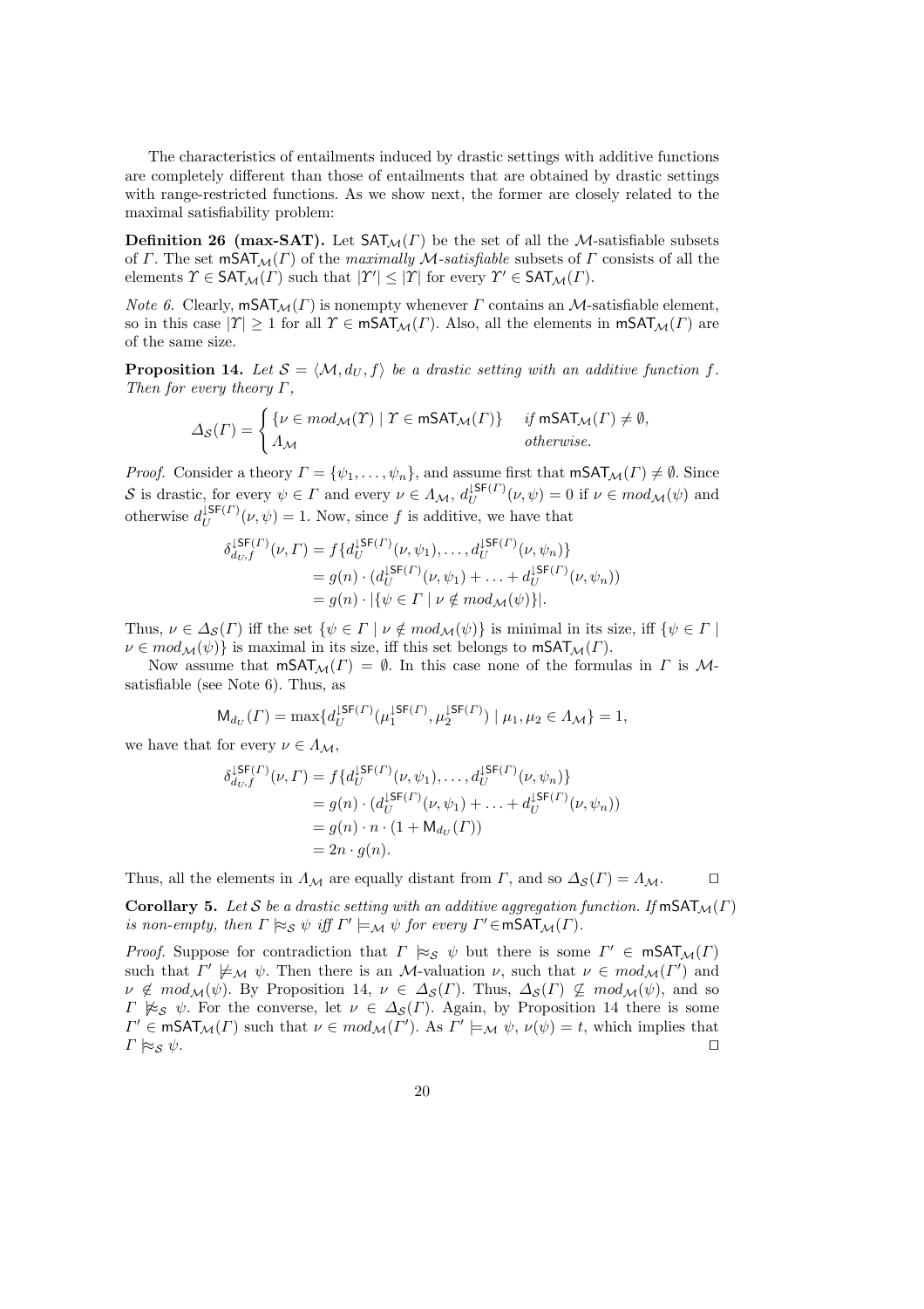The characteristics of entailments induced by drastic settings with additive functions are completely different than those of entailments that are obtained by drastic settings with range-restricted functions. As we show next, the former are closely related to the maximal satisfiability problem:

**Definition 26 (max-SAT).** Let $\mathsf{SAT}_{\mathcal{M}}(\Gamma)$ be the set of all the $\mathcal{M}$-satisfiable subsets of $\Gamma$. The set $\mathsf{mSAT}_{\mathcal{M}}(\Gamma)$ of the *maximally $\mathcal{M}$-satisfiable* subsets of $\Gamma$ consists of all the elements $\Upsilon \in \mathsf{SAT}_{\mathcal{M}}(\Gamma)$ such that $|\Upsilon'| \leq |\Upsilon|$ for every $\Upsilon' \in \mathsf{SAT}_{\mathcal{M}}(\Gamma)$.

*Note 6.* Clearly, $\mathsf{mSAT}_{\mathcal{M}}(\Gamma)$ is nonempty whenever $\Gamma$ contains an $\mathcal{M}$-satisfiable element, so in this case $|\Upsilon| \geq 1$ for all $\Upsilon \in \mathsf{mSAT}_{\mathcal{M}}(\Gamma)$. Also, all the elements in $\mathsf{mSAT}_{\mathcal{M}}(\Gamma)$ are of the same size.

**Proposition 14.** *Let $\mathcal{S} = \langle \mathcal{M}, d_U, f \rangle$ be a drastic setting with an additive function $f$. Then for every theory $\Gamma$,*

$$\Delta_{\mathcal{S}}(\Gamma) = \begin{cases} \{\nu \in mod_{\mathcal{M}}(\Upsilon) \mid \Upsilon \in \mathsf{mSAT}_{\mathcal{M}}(\Gamma)\} & \text{if } \mathsf{mSAT}_{\mathcal{M}}(\Gamma) \neq \emptyset, \\ \Lambda_{\mathcal{M}} & \text{otherwise.} \end{cases}$$

*Proof.* Consider a theory $\Gamma = \{\psi_1, \ldots, \psi_n\}$, and assume first that $\mathsf{mSAT}_{\mathcal{M}}(\Gamma) \neq \emptyset$. Since $\mathcal{S}$ is drastic, for every $\psi \in \Gamma$ and every $\nu \in \Lambda_{\mathcal{M}}$, $d_U^{\downarrow\mathsf{SF}(\Gamma)}(\nu, \psi) = 0$ if $\nu \in mod_{\mathcal{M}}(\psi)$ and otherwise $d_U^{\downarrow\mathsf{SF}(\Gamma)}(\nu, \psi) = 1$. Now, since $f$ is additive, we have that

$$\begin{aligned}
\delta_{d_U,f}^{\downarrow\mathsf{SF}(\Gamma)}(\nu, \Gamma) &= f\{d_U^{\downarrow\mathsf{SF}(\Gamma)}(\nu, \psi_1), \ldots, d_U^{\downarrow\mathsf{SF}(\Gamma)}(\nu, \psi_n)\} \\
&= g(n) \cdot (d_U^{\downarrow\mathsf{SF}(\Gamma)}(\nu, \psi_1) + \ldots + d_U^{\downarrow\mathsf{SF}(\Gamma)}(\nu, \psi_n)) \\
&= g(n) \cdot |\{\psi \in \Gamma \mid \nu \notin mod_{\mathcal{M}}(\psi)\}|.
\end{aligned}$$

Thus, $\nu \in \Delta_{\mathcal{S}}(\Gamma)$ iff the set $\{\psi \in \Gamma \mid \nu \notin mod_{\mathcal{M}}(\psi)\}$ is minimal in its size, iff $\{\psi \in \Gamma \mid \nu \in mod_{\mathcal{M}}(\psi)\}$ is maximal in its size, iff this set belongs to $\mathsf{mSAT}_{\mathcal{M}}(\Gamma)$.

Now assume that $\mathsf{mSAT}_{\mathcal{M}}(\Gamma) = \emptyset$. In this case none of the formulas in $\Gamma$ is $\mathcal{M}$-satisfiable (see Note 6). Thus, as

$$\mathsf{M}_{d_U}(\Gamma) = \max\{d_U^{\downarrow\mathsf{SF}(\Gamma)}(\mu_1^{\downarrow\mathsf{SF}(\Gamma)}, \mu_2^{\downarrow\mathsf{SF}(\Gamma)}) \mid \mu_1, \mu_2 \in \Lambda_{\mathcal{M}}\} = 1,$$

we have that for every $\nu \in \Lambda_{\mathcal{M}}$,

$$\begin{aligned}
\delta_{d_U,f}^{\downarrow\mathsf{SF}(\Gamma)}(\nu, \Gamma) &= f\{d_U^{\downarrow\mathsf{SF}(\Gamma)}(\nu, \psi_1), \ldots, d_U^{\downarrow\mathsf{SF}(\Gamma)}(\nu, \psi_n)\} \\
&= g(n) \cdot (d_U^{\downarrow\mathsf{SF}(\Gamma)}(\nu, \psi_1) + \ldots + d_U^{\downarrow\mathsf{SF}(\Gamma)}(\nu, \psi_n)) \\
&= g(n) \cdot n \cdot (1 + \mathsf{M}_{d_U}(\Gamma)) \\
&= 2n \cdot g(n).
\end{aligned}$$

Thus, all the elements in $\Lambda_{\mathcal{M}}$ are equally distant from $\Gamma$, and so $\Delta_{\mathcal{S}}(\Gamma) = \Lambda_{\mathcal{M}}$. $\square$

**Corollary 5.** *Let $\mathcal{S}$ be a drastic setting with an additive aggregation function. If $\mathsf{mSAT}_{\mathcal{M}}(\Gamma)$ is non-empty, then $\Gamma \mathrel{|\!\!\approx}_{\mathcal{S}} \psi$ iff $\Gamma' \models_{\mathcal{M}} \psi$ for every $\Gamma' \in \mathsf{mSAT}_{\mathcal{M}}(\Gamma)$.*

*Proof.* Suppose for contradiction that $\Gamma \mathrel{|\!\!\approx}_{\mathcal{S}} \psi$ but there is some $\Gamma' \in \mathsf{mSAT}_{\mathcal{M}}(\Gamma)$ such that $\Gamma' \not\models_{\mathcal{M}} \psi$. Then there is an $\mathcal{M}$-valuation $\nu$, such that $\nu \in mod_{\mathcal{M}}(\Gamma')$ and $\nu \notin mod_{\mathcal{M}}(\psi)$. By Proposition 14, $\nu \in \Delta_{\mathcal{S}}(\Gamma)$. Thus, $\Delta_{\mathcal{S}}(\Gamma) \not\subseteq mod_{\mathcal{M}}(\psi)$, and so $\Gamma \not\mathrel{|\!\!\approx}_{\mathcal{S}} \psi$. For the converse, let $\nu \in \Delta_{\mathcal{S}}(\Gamma)$. Again, by Proposition 14 there is some $\Gamma' \in \mathsf{mSAT}_{\mathcal{M}}(\Gamma)$ such that $\nu \in mod_{\mathcal{M}}(\Gamma')$. As $\Gamma' \models_{\mathcal{M}} \psi$, $\nu(\psi) = t$, which implies that $\Gamma \mathrel{|\!\!\approx}_{\mathcal{S}} \psi$. $\square$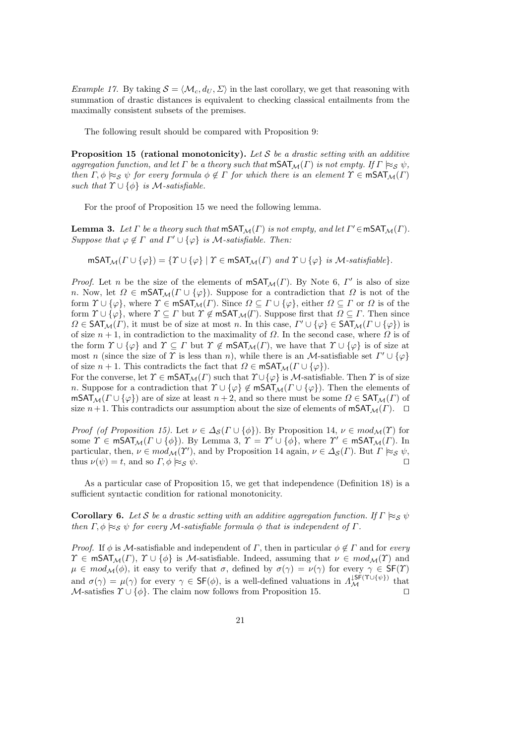*Example 17.* By taking $\mathcal{S} = \langle \mathcal{M}_c, d_U, \Sigma \rangle$ in the last corollary, we get that reasoning with summation of drastic distances is equivalent to checking classical entailments from the maximally consistent subsets of the premises.

The following result should be compared with Proposition 9:

**Proposition 15 (rational monotonicity).** *Let $\mathcal{S}$ be a drastic setting with an additive aggregation function, and let $\Gamma$ be a theory such that $\mathsf{mSAT}_{\mathcal{M}}(\Gamma)$ is not empty. If $\Gamma \mathrel{|\!\approx}_{\mathcal{S}} \psi$, then $\Gamma, \phi \mathrel{|\!\approx}_{\mathcal{S}} \psi$ for every formula $\phi \notin \Gamma$ for which there is an element $\Upsilon \in \mathsf{mSAT}_{\mathcal{M}}(\Gamma)$ such that $\Upsilon \cup \{\phi\}$ is $\mathcal{M}$-satisfiable.*

For the proof of Proposition 15 we need the following lemma.

**Lemma 3.** *Let $\Gamma$ be a theory such that $\mathsf{mSAT}_{\mathcal{M}}(\Gamma)$ is not empty, and let $\Gamma' \in \mathsf{mSAT}_{\mathcal{M}}(\Gamma)$. Suppose that $\varphi \notin \Gamma$ and $\Gamma' \cup \{\varphi\}$ is $\mathcal{M}$-satisfiable. Then:*

$$\mathsf{mSAT}_{\mathcal{M}}(\Gamma \cup \{\varphi\}) = \{\Upsilon \cup \{\varphi\} \mid \Upsilon \in \mathsf{mSAT}_{\mathcal{M}}(\Gamma) \text{ and } \Upsilon \cup \{\varphi\} \text{ is } \mathcal{M}\text{-satisfiable}\}.$$

*Proof.* Let $n$ be the size of the elements of $\mathsf{mSAT}_{\mathcal{M}}(\Gamma)$. By Note 6, $\Gamma'$ is also of size $n$. Now, let $\Omega \in \mathsf{mSAT}_{\mathcal{M}}(\Gamma \cup \{\varphi\})$. Suppose for a contradiction that $\Omega$ is not of the form $\Upsilon \cup \{\varphi\}$, where $\Upsilon \in \mathsf{mSAT}_{\mathcal{M}}(\Gamma)$. Since $\Omega \subseteq \Gamma \cup \{\varphi\}$, either $\Omega \subseteq \Gamma$ or $\Omega$ is of the form $\Upsilon \cup \{\varphi\}$, where $\Upsilon \subseteq \Gamma$ but $\Upsilon \notin \mathsf{mSAT}_{\mathcal{M}}(\Gamma)$. Suppose first that $\Omega \subseteq \Gamma$. Then since $\Omega \in \mathsf{SAT}_{\mathcal{M}}(\Gamma)$, it must be of size at most $n$. In this case, $\Gamma' \cup \{\varphi\} \in \mathsf{SAT}_{\mathcal{M}}(\Gamma \cup \{\varphi\})$ is of size $n+1$, in contradiction to the maximality of $\Omega$. In the second case, where $\Omega$ is of the form $\Upsilon \cup \{\varphi\}$ and $\Upsilon \subseteq \Gamma$ but $\Upsilon \notin \mathsf{mSAT}_{\mathcal{M}}(\Gamma)$, we have that $\Upsilon \cup \{\varphi\}$ is of size at most $n$ (since the size of $\Upsilon$ is less than $n$), while there is an $\mathcal{M}$-satisfiable set $\Gamma' \cup \{\varphi\}$ of size $n+1$. This contradicts the fact that $\Omega \in \mathsf{mSAT}_{\mathcal{M}}(\Gamma \cup \{\varphi\})$.
For the converse, let $\Upsilon \in \mathsf{mSAT}_{\mathcal{M}}(\Gamma)$ such that $\Upsilon \cup \{\varphi\}$ is $\mathcal{M}$-satisfiable. Then $\Upsilon$ is of size $n$. Suppose for a contradiction that $\Upsilon \cup \{\varphi\} \notin \mathsf{mSAT}_{\mathcal{M}}(\Gamma \cup \{\varphi\})$. Then the elements of $\mathsf{mSAT}_{\mathcal{M}}(\Gamma \cup \{\varphi\})$ are of size at least $n+2$, and so there must be some $\Omega \in \mathsf{SAT}_{\mathcal{M}}(\Gamma)$ of size $n+1$. This contradicts our assumption about the size of elements of $\mathsf{mSAT}_{\mathcal{M}}(\Gamma)$. $\square$

*Proof (of Proposition 15).* Let $\nu \in \Delta_{\mathcal{S}}(\Gamma \cup \{\phi\})$. By Proposition 14, $\nu \in mod_{\mathcal{M}}(\Upsilon)$ for some $\Upsilon \in \mathsf{mSAT}_{\mathcal{M}}(\Gamma \cup \{\phi\})$. By Lemma 3, $\Upsilon = \Upsilon' \cup \{\phi\}$, where $\Upsilon' \in \mathsf{mSAT}_{\mathcal{M}}(\Gamma)$. In particular, then, $\nu \in mod_{\mathcal{M}}(\Upsilon')$, and by Proposition 14 again, $\nu \in \Delta_{\mathcal{S}}(\Gamma)$. But $\Gamma \mathrel{|\!\approx}_{\mathcal{S}} \psi$, thus $\nu(\psi) = t$, and so $\Gamma, \phi \mathrel{|\!\approx}_{\mathcal{S}} \psi$. $\square$

As a particular case of Proposition 15, we get that independence (Definition 18) is a sufficient syntactic condition for rational monotonicity.

**Corollary 6.** *Let $\mathcal{S}$ be a drastic setting with an additive aggregation function. If $\Gamma \mathrel{|\!\approx}_{\mathcal{S}} \psi$ then $\Gamma, \phi \mathrel{|\!\approx}_{\mathcal{S}} \psi$ for every $\mathcal{M}$-satisfiable formula $\phi$ that is independent of $\Gamma$.*

*Proof.* If $\phi$ is $\mathcal{M}$-satisfiable and independent of $\Gamma$, then in particular $\phi \notin \Gamma$ and for *every* $\Upsilon \in \mathsf{mSAT}_{\mathcal{M}}(\Gamma)$, $\Upsilon \cup \{\phi\}$ is $\mathcal{M}$-satisfiable. Indeed, assuming that $\nu \in mod_{\mathcal{M}}(\Upsilon)$ and $\mu \in mod_{\mathcal{M}}(\phi)$, it easy to verify that $\sigma$, defined by $\sigma(\gamma) = \nu(\gamma)$ for every $\gamma \in \mathsf{SF}(\Upsilon)$ and $\sigma(\gamma) = \mu(\gamma)$ for every $\gamma \in \mathsf{SF}(\phi)$, is a well-defined valuations in $\Lambda_{\mathcal{M}}^{\downarrow \mathsf{SF}(\Upsilon \cup \{\psi\})}$ that $\mathcal{M}$-satisfies $\Upsilon \cup \{\phi\}$. The claim now follows from Proposition 15. $\square$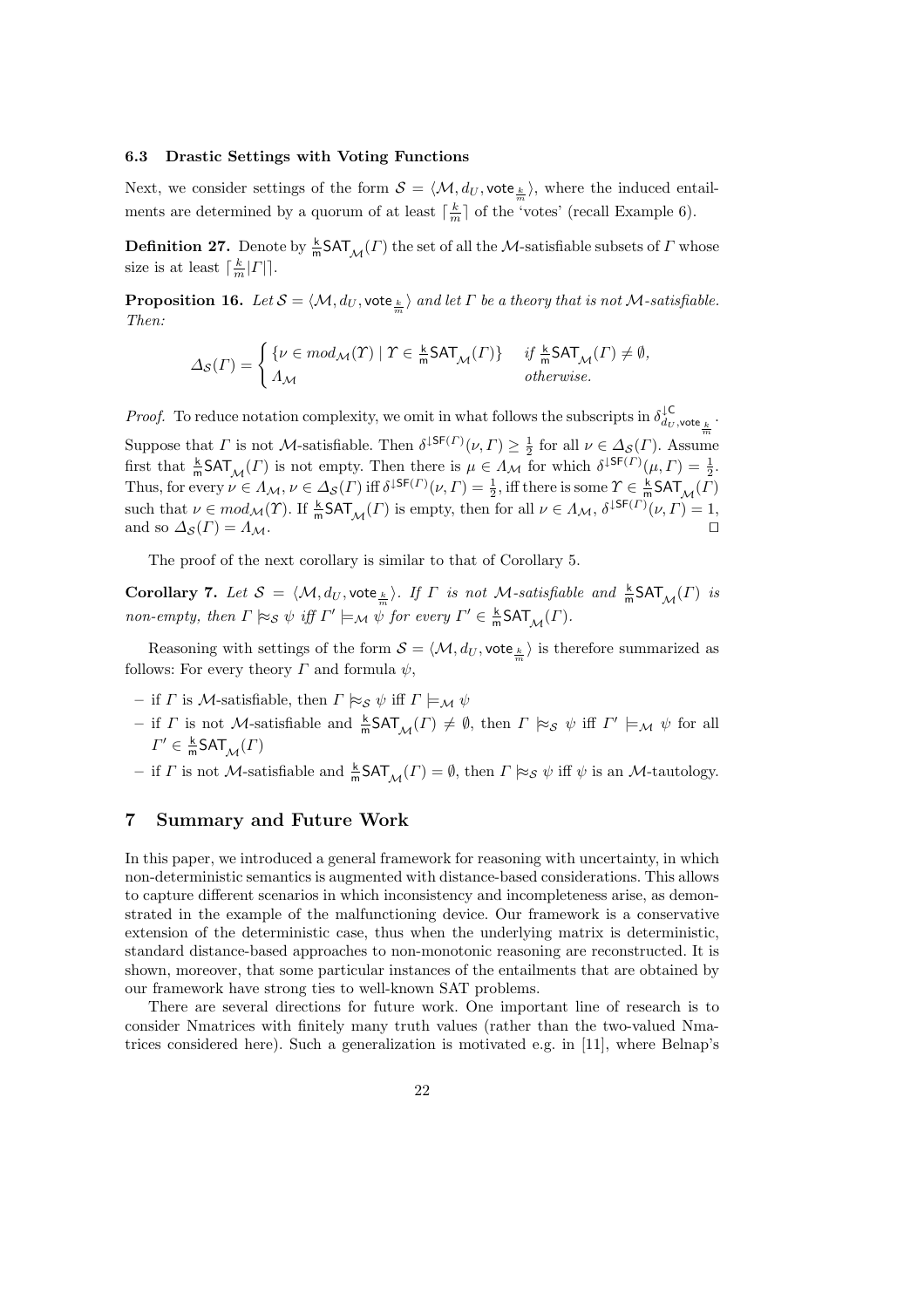### 6.3 Drastic Settings with Voting Functions

Next, we consider settings of the form $\mathcal{S} = \langle \mathcal{M}, d_U, \mathsf{vote}_{\frac{k}{m}} \rangle$, where the induced entailments are determined by a quorum of at least $\lceil \frac{k}{m} \rceil$ of the 'votes' (recall Example 6).

**Definition 27.** Denote by $\frac{\mathsf{k}}{\mathsf{m}}\mathsf{SAT}_{\mathcal{M}}(\Gamma)$ the set of all the $\mathcal{M}$-satisfiable subsets of $\Gamma$ whose size is at least $\lceil \frac{k}{m} |\Gamma| \rceil$.

**Proposition 16.** *Let $\mathcal{S} = \langle \mathcal{M}, d_U, \mathsf{vote}_{\frac{k}{m}} \rangle$ and let $\Gamma$ be a theory that is not $\mathcal{M}$-satisfiable. Then:*

$$\Delta_{\mathcal{S}}(\Gamma) = \begin{cases} \{\nu \in mod_{\mathcal{M}}(\Upsilon) \mid \Upsilon \in \frac{\mathsf{k}}{\mathsf{m}}\mathsf{SAT}_{\mathcal{M}}(\Gamma)\} & \text{if } \frac{\mathsf{k}}{\mathsf{m}}\mathsf{SAT}_{\mathcal{M}}(\Gamma) \neq \emptyset, \\ \Lambda_{\mathcal{M}} & \text{otherwise.} \end{cases}$$

*Proof.* To reduce notation complexity, we omit in what follows the subscripts in $\delta^{\downarrow \mathsf{C}}_{d_U, \mathsf{vote}_{\frac{k}{m}}}$. Suppose that $\Gamma$ is not $\mathcal{M}$-satisfiable. Then $\delta^{\downarrow \mathsf{SF}(\Gamma)}(\nu, \Gamma) \geq \frac{1}{2}$ for all $\nu \in \Delta_{\mathcal{S}}(\Gamma)$. Assume first that $\frac{\mathsf{k}}{\mathsf{m}}\mathsf{SAT}_{\mathcal{M}}(\Gamma)$ is not empty. Then there is $\mu \in \Lambda_{\mathcal{M}}$ for which $\delta^{\downarrow \mathsf{SF}(\Gamma)}(\mu, \Gamma) = \frac{1}{2}$. Thus, for every $\nu \in \Lambda_{\mathcal{M}}$, $\nu \in \Delta_{\mathcal{S}}(\Gamma)$ iff $\delta^{\downarrow \mathsf{SF}(\Gamma)}(\nu, \Gamma) = \frac{1}{2}$, iff there is some $\Upsilon \in \frac{\mathsf{k}}{\mathsf{m}}\mathsf{SAT}_{\mathcal{M}}(\Gamma)$ such that $\nu \in mod_{\mathcal{M}}(\Upsilon)$. If $\frac{\mathsf{k}}{\mathsf{m}}\mathsf{SAT}_{\mathcal{M}}(\Gamma)$ is empty, then for all $\nu \in \Lambda_{\mathcal{M}}$, $\delta^{\downarrow \mathsf{SF}(\Gamma)}(\nu, \Gamma) = 1$, and so $\Delta_{\mathcal{S}}(\Gamma) = \Lambda_{\mathcal{M}}$. $\square$

The proof of the next corollary is similar to that of Corollary 5.

**Corollary 7.** *Let $\mathcal{S} = \langle \mathcal{M}, d_U, \mathsf{vote}_{\frac{k}{m}} \rangle$. If $\Gamma$ is not $\mathcal{M}$-satisfiable and $\frac{\mathsf{k}}{\mathsf{m}}\mathsf{SAT}_{\mathcal{M}}(\Gamma)$ is non-empty, then $\Gamma \mathrel{|\!\!\!\approx}_{\mathcal{S}} \psi$ iff $\Gamma' \models_{\mathcal{M}} \psi$ for every $\Gamma' \in \frac{\mathsf{k}}{\mathsf{m}}\mathsf{SAT}_{\mathcal{M}}(\Gamma)$.*

Reasoning with settings of the form $\mathcal{S} = \langle \mathcal{M}, d_U, \mathsf{vote}_{\frac{k}{m}} \rangle$ is therefore summarized as follows: For every theory $\Gamma$ and formula $\psi$,

- if $\Gamma$ is $\mathcal{M}$-satisfiable, then $\Gamma \mathrel{|\!\!\!\approx}_{\mathcal{S}} \psi$ iff $\Gamma \models_{\mathcal{M}} \psi$
- if $\Gamma$ is not $\mathcal{M}$-satisfiable and $\frac{\mathsf{k}}{\mathsf{m}}\mathsf{SAT}_{\mathcal{M}}(\Gamma) \neq \emptyset$, then $\Gamma \mathrel{|\!\!\!\approx}_{\mathcal{S}} \psi$ iff $\Gamma' \models_{\mathcal{M}} \psi$ for all $\Gamma' \in \frac{\mathsf{k}}{\mathsf{m}}\mathsf{SAT}_{\mathcal{M}}(\Gamma)$
- if $\Gamma$ is not $\mathcal{M}$-satisfiable and $\frac{\mathsf{k}}{\mathsf{m}}\mathsf{SAT}_{\mathcal{M}}(\Gamma) = \emptyset$, then $\Gamma \mathrel{|\!\!\!\approx}_{\mathcal{S}} \psi$ iff $\psi$ is an $\mathcal{M}$-tautology.

## 7 Summary and Future Work

In this paper, we introduced a general framework for reasoning with uncertainty, in which non-deterministic semantics is augmented with distance-based considerations. This allows to capture different scenarios in which inconsistency and incompleteness arise, as demonstrated in the example of the malfunctioning device. Our framework is a conservative extension of the deterministic case, thus when the underlying matrix is deterministic, standard distance-based approaches to non-monotonic reasoning are reconstructed. It is shown, moreover, that some particular instances of the entailments that are obtained by our framework have strong ties to well-known SAT problems.

There are several directions for future work. One important line of research is to consider Nmatrices with finitely many truth values (rather than the two-valued Nmatrices considered here). Such a generalization is motivated e.g. in [11], where Belnap's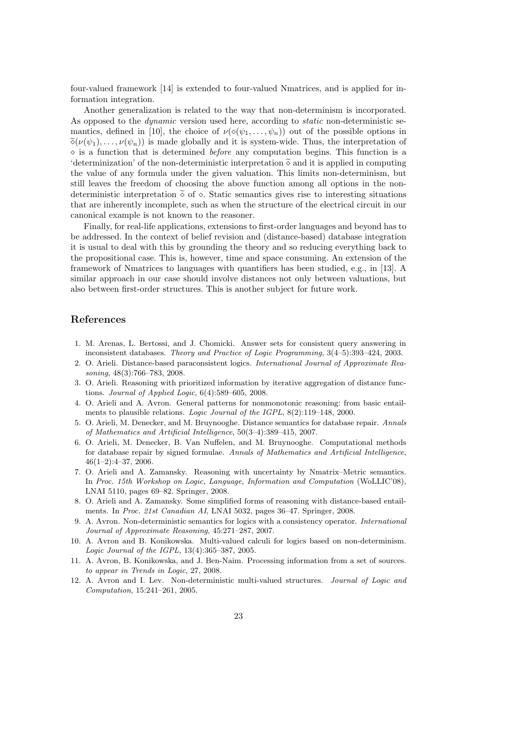four-valued framework [14] is extended to four-valued Nmatrices, and is applied for information integration.

Another generalization is related to the way that non-determinism is incorporated. As opposed to the *dynamic* version used here, according to *static* non-deterministic semantics, defined in [10], the choice of $\nu(\diamond(\psi_1, \ldots, \psi_n))$ out of the possible options in $\widetilde{\diamond}(\nu(\psi_1), \ldots, \nu(\psi_n))$ is made globally and it is system-wide. Thus, the interpretation of $\diamond$ is a function that is determined *before* any computation begins. This function is a 'determinization' of the non-deterministic interpretation $\widetilde{\diamond}$ and it is applied in computing the value of any formula under the given valuation. This limits non-determinism, but still leaves the freedom of choosing the above function among all options in the non-deterministic interpretation $\widetilde{\diamond}$ of $\diamond$. Static semantics gives rise to interesting situations that are inherently incomplete, such as when the structure of the electrical circuit in our canonical example is not known to the reasoner.

Finally, for real-life applications, extensions to first-order languages and beyond has to be addressed. In the context of belief revision and (distance-based) database integration it is usual to deal with this by grounding the theory and so reducing everything back to the propositional case. This is, however, time and space consuming. An extension of the framework of Nmatrices to languages with quantifiers has been studied, e.g., in [13]. A similar approach in our case should involve distances not only between valuations, but also between first-order structures. This is another subject for future work.

## References

1. M. Arenas, L. Bertossi, and J. Chomicki. Answer sets for consistent query answering in inconsistent databases. *Theory and Practice of Logic Programming*, 3(4–5):393–424, 2003.
2. O. Arieli. Distance-based paraconsistent logics. *International Journal of Approximate Reasoning*, 48(3):766–783, 2008.
3. O. Arieli. Reasoning with prioritized information by iterative aggregation of distance functions. *Journal of Applied Logic*, 6(4):589–605, 2008.
4. O. Arieli and A. Avron. General patterns for nonmonotonic reasoning: from basic entailments to plausible relations. *Logic Journal of the IGPL*, 8(2):119–148, 2000.
5. O. Arieli, M. Denecker, and M. Bruynooghe. Distance semantics for database repair. *Annals of Mathematics and Artificial Intelligence*, 50(3–4):389–415, 2007.
6. O. Arieli, M. Denecker, B. Van Nuffelen, and M. Bruynooghe. Computational methods for database repair by signed formulae. *Annals of Mathematics and Artificial Intelligence*, 46(1–2):4–37, 2006.
7. O. Arieli and A. Zamansky. Reasoning with uncertainty by Nmatrix–Metric semantics. In *Proc. 15th Workshop on Logic, Language, Information and Computation* (WoLLIC'08), LNAI 5110, pages 69–82. Springer, 2008.
8. O. Arieli and A. Zamansky. Some simplified forms of reasoning with distance-based entailments. In *Proc. 21st Canadian AI*, LNAI 5032, pages 36–47. Springer, 2008.
9. A. Avron. Non-deterministic semantics for logics with a consistency operator. *International Journal of Approximate Reasoning*, 45:271–287, 2007.
10. A. Avron and B. Konikowska. Multi-valued calculi for logics based on non-determinism. *Logic Journal of the IGPL*, 13(4):365–387, 2005.
11. A. Avron, B. Konikowska, and J. Ben-Naim. Processing information from a set of sources. *to appear in Trends in Logic*, 27, 2008.
12. A. Avron and I. Lev. Non-deterministic multi-valued structures. *Journal of Logic and Computation*, 15:241–261, 2005.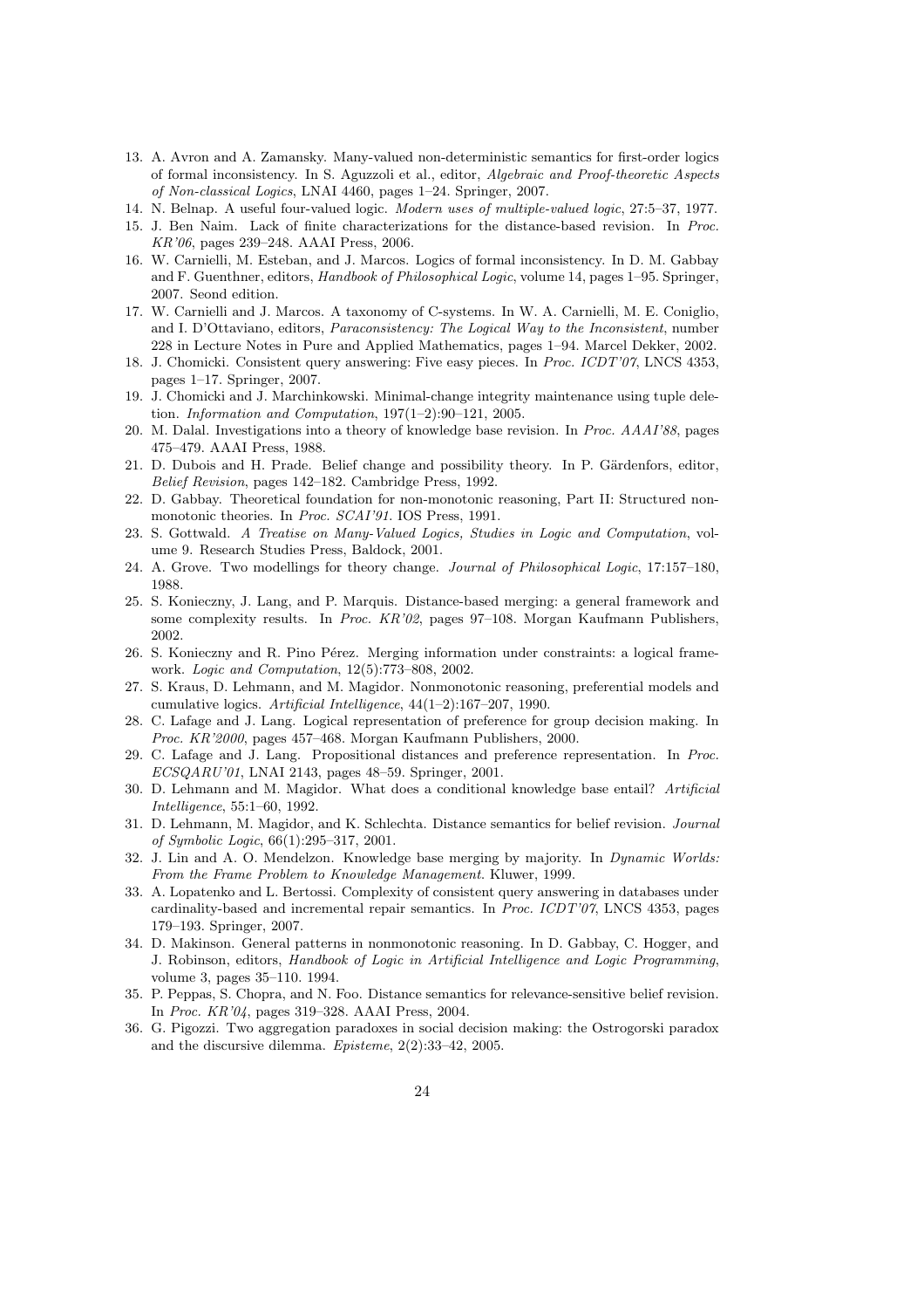13. A. Avron and A. Zamansky. Many-valued non-deterministic semantics for first-order logics of formal inconsistency. In S. Aguzzoli et al., editor, *Algebraic and Proof-theoretic Aspects of Non-classical Logics*, LNAI 4460, pages 1–24. Springer, 2007.
14. N. Belnap. A useful four-valued logic. *Modern uses of multiple-valued logic*, 27:5–37, 1977.
15. J. Ben Naim. Lack of finite characterizations for the distance-based revision. In *Proc. KR'06*, pages 239–248. AAAI Press, 2006.
16. W. Carnielli, M. Esteban, and J. Marcos. Logics of formal inconsistency. In D. M. Gabbay and F. Guenthner, editors, *Handbook of Philosophical Logic*, volume 14, pages 1–95. Springer, 2007. Seond edition.
17. W. Carnielli and J. Marcos. A taxonomy of C-systems. In W. A. Carnielli, M. E. Coniglio, and I. D'Ottaviano, editors, *Paraconsistency: The Logical Way to the Inconsistent*, number 228 in Lecture Notes in Pure and Applied Mathematics, pages 1–94. Marcel Dekker, 2002.
18. J. Chomicki. Consistent query answering: Five easy pieces. In *Proc. ICDT'07*, LNCS 4353, pages 1–17. Springer, 2007.
19. J. Chomicki and J. Marchinkowski. Minimal-change integrity maintenance using tuple deletion. *Information and Computation*, 197(1–2):90–121, 2005.
20. M. Dalal. Investigations into a theory of knowledge base revision. In *Proc. AAAI'88*, pages 475–479. AAAI Press, 1988.
21. D. Dubois and H. Prade. Belief change and possibility theory. In P. Gärdenfors, editor, *Belief Revision*, pages 142–182. Cambridge Press, 1992.
22. D. Gabbay. Theoretical foundation for non-monotonic reasoning, Part II: Structured nonmonotonic theories. In *Proc. SCAI'91*. IOS Press, 1991.
23. S. Gottwald. *A Treatise on Many-Valued Logics, Studies in Logic and Computation*, volume 9. Research Studies Press, Baldock, 2001.
24. A. Grove. Two modellings for theory change. *Journal of Philosophical Logic*, 17:157–180, 1988.
25. S. Konieczny, J. Lang, and P. Marquis. Distance-based merging: a general framework and some complexity results. In *Proc. KR'02*, pages 97–108. Morgan Kaufmann Publishers, 2002.
26. S. Konieczny and R. Pino Pérez. Merging information under constraints: a logical framework. *Logic and Computation*, 12(5):773–808, 2002.
27. S. Kraus, D. Lehmann, and M. Magidor. Nonmonotonic reasoning, preferential models and cumulative logics. *Artificial Intelligence*, 44(1–2):167–207, 1990.
28. C. Lafage and J. Lang. Logical representation of preference for group decision making. In *Proc. KR'2000*, pages 457–468. Morgan Kaufmann Publishers, 2000.
29. C. Lafage and J. Lang. Propositional distances and preference representation. In *Proc. ECSQARU'01*, LNAI 2143, pages 48–59. Springer, 2001.
30. D. Lehmann and M. Magidor. What does a conditional knowledge base entail? *Artificial Intelligence*, 55:1–60, 1992.
31. D. Lehmann, M. Magidor, and K. Schlechta. Distance semantics for belief revision. *Journal of Symbolic Logic*, 66(1):295–317, 2001.
32. J. Lin and A. O. Mendelzon. Knowledge base merging by majority. In *Dynamic Worlds: From the Frame Problem to Knowledge Management*. Kluwer, 1999.
33. A. Lopatenko and L. Bertossi. Complexity of consistent query answering in databases under cardinality-based and incremental repair semantics. In *Proc. ICDT'07*, LNCS 4353, pages 179–193. Springer, 2007.
34. D. Makinson. General patterns in nonmonotonic reasoning. In D. Gabbay, C. Hogger, and J. Robinson, editors, *Handbook of Logic in Artificial Intelligence and Logic Programming*, volume 3, pages 35–110. 1994.
35. P. Peppas, S. Chopra, and N. Foo. Distance semantics for relevance-sensitive belief revision. In *Proc. KR'04*, pages 319–328. AAAI Press, 2004.
36. G. Pigozzi. Two aggregation paradoxes in social decision making: the Ostrogorski paradox and the discursive dilemma. *Episteme*, 2(2):33–42, 2005.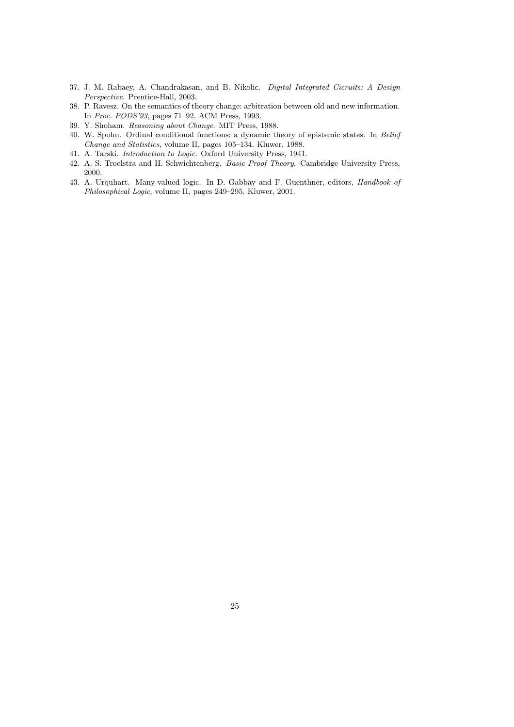37. J. M. Rabaey, A. Chandrakasan, and B. Nikolic. *Digital Integrated Cicruits: A Design Perspective*. Prentice-Hall, 2003.
38. P. Ravesz. On the semantics of theory change: arbitration between old and new information. In *Proc. PODS'93*, pages 71–92. ACM Press, 1993.
39. Y. Shoham. *Reasoning about Change*. MIT Press, 1988.
40. W. Spohn. Ordinal conditional functions: a dynamic theory of epistemic states. In *Belief Change and Statistics*, volume II, pages 105–134. Kluwer, 1988.
41. A. Tarski. *Introduction to Logic*. Oxford University Press, 1941.
42. A. S. Troelstra and H. Schwichtenberg. *Basic Proof Theory*. Cambridge University Press, 2000.
43. A. Urquhart. Many-valued logic. In D. Gabbay and F. Guenthner, editors, *Handbook of Philosophical Logic*, volume II, pages 249–295. Kluwer, 2001.